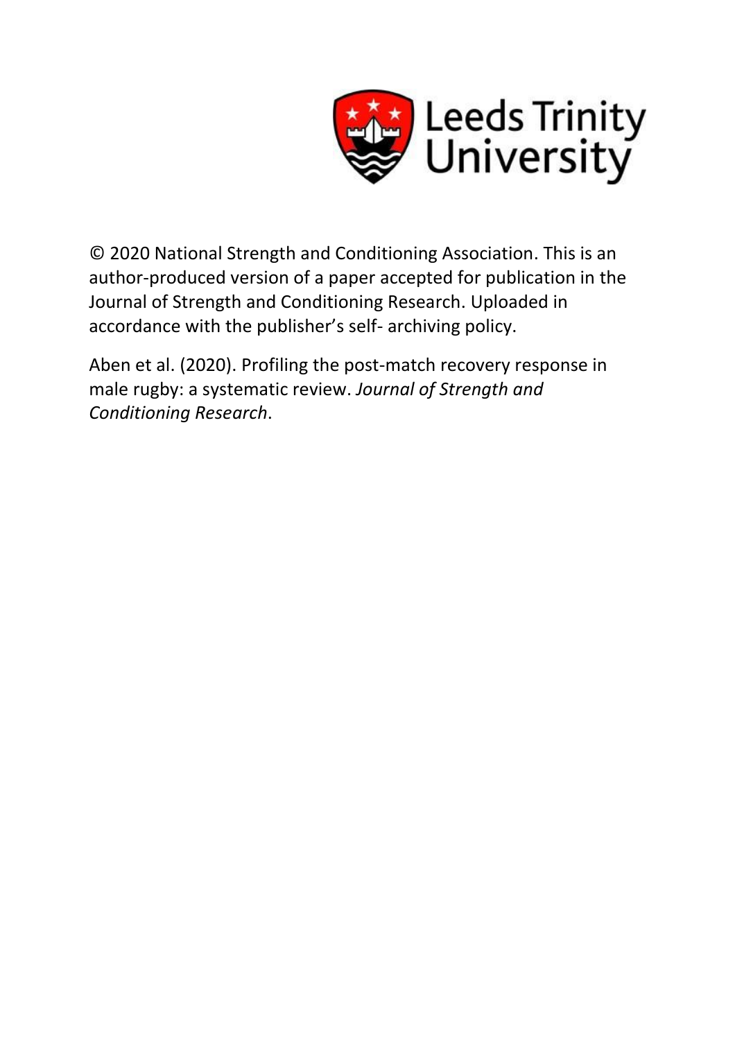Leeds Trinity University

© 2020 National Strength and Conditioning Association. This is an author-produced version of a paper accepted for publication in the Journal of Strength and Conditioning Research. Uploaded in accordance with the publisher's self- archiving policy.

Aben et al. (2020). Profiling the post-match recovery response in male rugby: a systematic review. *Journal of Strength and Conditioning Research*.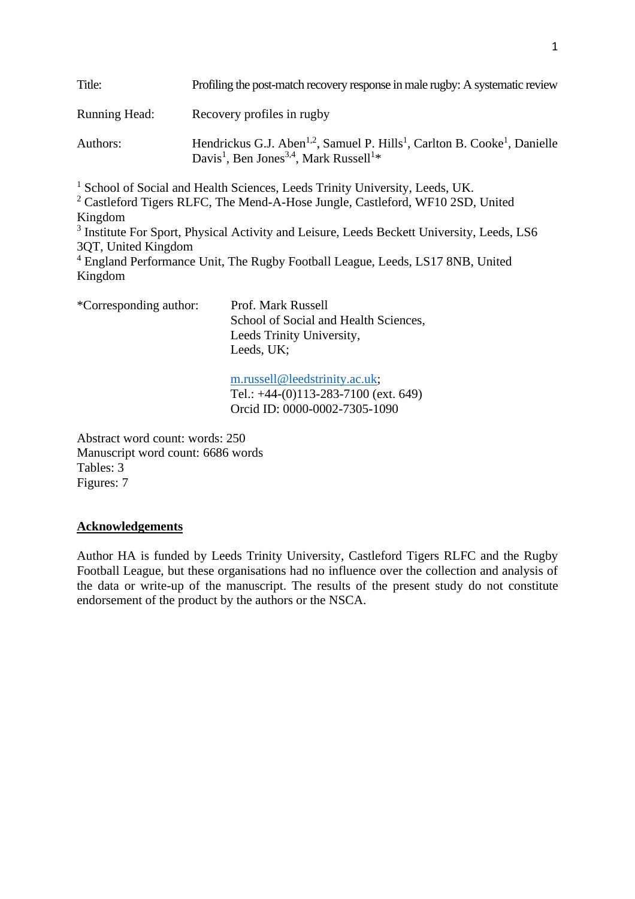Title: Profiling the post-match recovery response in male rugby: A systematic review

Running Head: Recovery profiles in rugby

Authors: Hendrickus G.J. Aben[1,2], Samuel P. Hills[1], Carlton B. Cooke[1], Danielle Davis[1], Ben Jones[3,4], Mark Russell[1]*

[1] School of Social and Health Sciences, Leeds Trinity University, Leeds, UK.
[2] Castleford Tigers RLFC, The Mend-A-Hose Jungle, Castleford, WF10 2SD, United Kingdom
[3] Institute For Sport, Physical Activity and Leisure, Leeds Beckett University, Leeds, LS6 3QT, United Kingdom
[4] England Performance Unit, The Rugby Football League, Leeds, LS17 8NB, United Kingdom

*Corresponding author: Prof. Mark Russell
School of Social and Health Sciences,
Leeds Trinity University,
Leeds, UK;

m.russell@leedstrinity.ac.uk;
Tel.: +44-(0)113-283-7100 (ext. 649)
Orcid ID: 0000-0002-7305-1090

Abstract word count: words: 250
Manuscript word count: 6686 words
Tables: 3
Figures: 7

## Acknowledgements

Author HA is funded by Leeds Trinity University, Castleford Tigers RLFC and the Rugby Football League, but these organisations had no influence over the collection and analysis of the data or write-up of the manuscript. The results of the present study do not constitute endorsement of the product by the authors or the NSCA.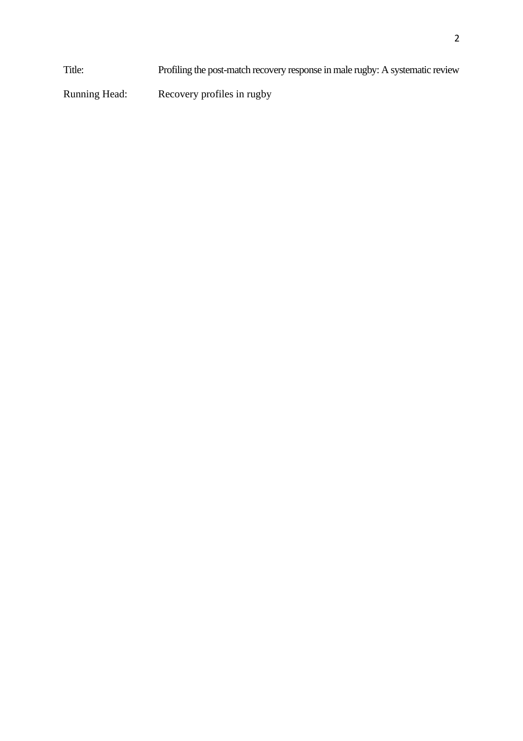Title: Profiling the post-match recovery response in male rugby: A systematic review

Running Head: Recovery profiles in rugby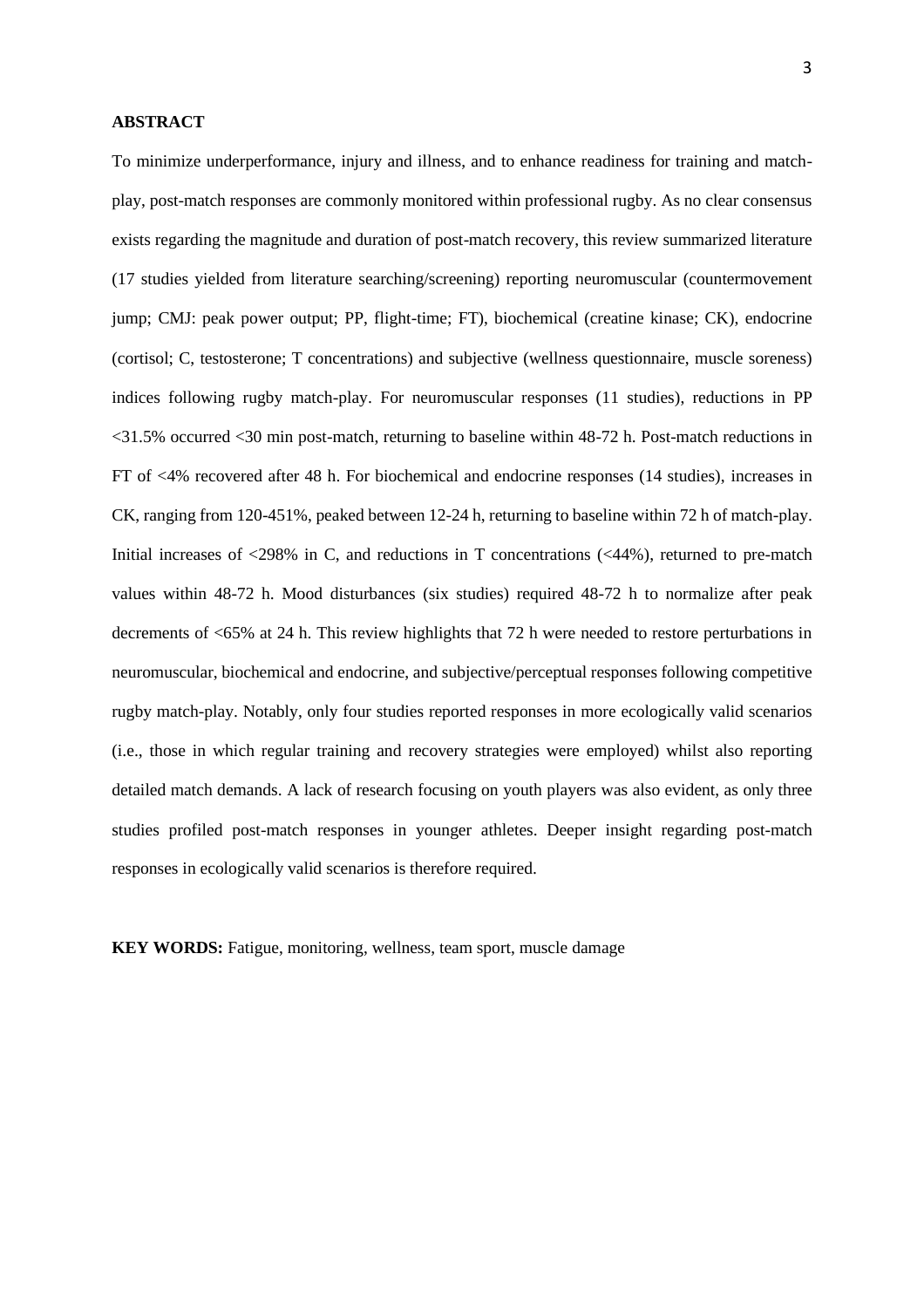**ABSTRACT**

To minimize underperformance, injury and illness, and to enhance readiness for training and match-play, post-match responses are commonly monitored within professional rugby. As no clear consensus exists regarding the magnitude and duration of post-match recovery, this review summarized literature (17 studies yielded from literature searching/screening) reporting neuromuscular (countermovement jump; CMJ: peak power output; PP, flight-time; FT), biochemical (creatine kinase; CK), endocrine (cortisol; C, testosterone; T concentrations) and subjective (wellness questionnaire, muscle soreness) indices following rugby match-play. For neuromuscular responses (11 studies), reductions in PP <31.5% occurred <30 min post-match, returning to baseline within 48-72 h. Post-match reductions in FT of <4% recovered after 48 h. For biochemical and endocrine responses (14 studies), increases in CK, ranging from 120-451%, peaked between 12-24 h, returning to baseline within 72 h of match-play. Initial increases of <298% in C, and reductions in T concentrations (<44%), returned to pre-match values within 48-72 h. Mood disturbances (six studies) required 48-72 h to normalize after peak decrements of <65% at 24 h. This review highlights that 72 h were needed to restore perturbations in neuromuscular, biochemical and endocrine, and subjective/perceptual responses following competitive rugby match-play. Notably, only four studies reported responses in more ecologically valid scenarios (i.e., those in which regular training and recovery strategies were employed) whilst also reporting detailed match demands. A lack of research focusing on youth players was also evident, as only three studies profiled post-match responses in younger athletes. Deeper insight regarding post-match responses in ecologically valid scenarios is therefore required.

**KEY WORDS:** Fatigue, monitoring, wellness, team sport, muscle damage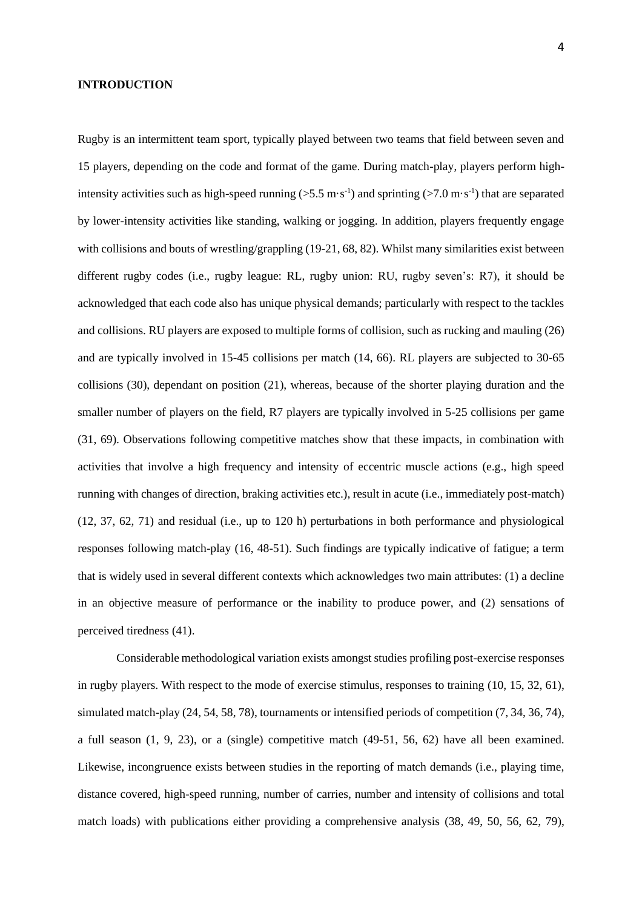**INTRODUCTION**

Rugby is an intermittent team sport, typically played between two teams that field between seven and 15 players, depending on the code and format of the game. During match-play, players perform high-intensity activities such as high-speed running (>5.5 $m \cdot s^{-1}$) and sprinting (>7.0 $m \cdot s^{-1}$) that are separated by lower-intensity activities like standing, walking or jogging. In addition, players frequently engage with collisions and bouts of wrestling/grappling (19-21, 68, 82). Whilst many similarities exist between different rugby codes (i.e., rugby league: RL, rugby union: RU, rugby seven's: R7), it should be acknowledged that each code also has unique physical demands; particularly with respect to the tackles and collisions. RU players are exposed to multiple forms of collision, such as rucking and mauling (26) and are typically involved in 15-45 collisions per match (14, 66). RL players are subjected to 30-65 collisions (30), dependant on position (21), whereas, because of the shorter playing duration and the smaller number of players on the field, R7 players are typically involved in 5-25 collisions per game (31, 69). Observations following competitive matches show that these impacts, in combination with activities that involve a high frequency and intensity of eccentric muscle actions (e.g., high speed running with changes of direction, braking activities etc.), result in acute (i.e., immediately post-match) (12, 37, 62, 71) and residual (i.e., up to 120 h) perturbations in both performance and physiological responses following match-play (16, 48-51). Such findings are typically indicative of fatigue; a term that is widely used in several different contexts which acknowledges two main attributes: (1) a decline in an objective measure of performance or the inability to produce power, and (2) sensations of perceived tiredness (41).

Considerable methodological variation exists amongst studies profiling post-exercise responses in rugby players. With respect to the mode of exercise stimulus, responses to training (10, 15, 32, 61), simulated match-play (24, 54, 58, 78), tournaments or intensified periods of competition (7, 34, 36, 74), a full season (1, 9, 23), or a (single) competitive match (49-51, 56, 62) have all been examined. Likewise, incongruence exists between studies in the reporting of match demands (i.e., playing time, distance covered, high-speed running, number of carries, number and intensity of collisions and total match loads) with publications either providing a comprehensive analysis (38, 49, 50, 56, 62, 79),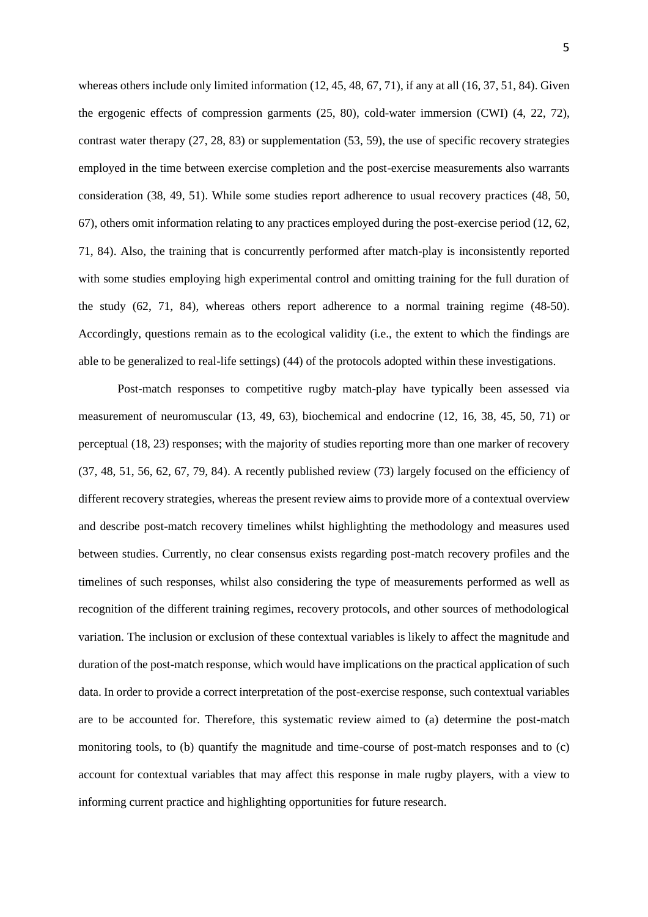whereas others include only limited information (12, 45, 48, 67, 71), if any at all (16, 37, 51, 84). Given the ergogenic effects of compression garments (25, 80), cold-water immersion (CWI) (4, 22, 72), contrast water therapy (27, 28, 83) or supplementation (53, 59), the use of specific recovery strategies employed in the time between exercise completion and the post-exercise measurements also warrants consideration (38, 49, 51). While some studies report adherence to usual recovery practices (48, 50, 67), others omit information relating to any practices employed during the post-exercise period (12, 62, 71, 84). Also, the training that is concurrently performed after match-play is inconsistently reported with some studies employing high experimental control and omitting training for the full duration of the study (62, 71, 84), whereas others report adherence to a normal training regime (48-50). Accordingly, questions remain as to the ecological validity (i.e., the extent to which the findings are able to be generalized to real-life settings) (44) of the protocols adopted within these investigations.

Post-match responses to competitive rugby match-play have typically been assessed via measurement of neuromuscular (13, 49, 63), biochemical and endocrine (12, 16, 38, 45, 50, 71) or perceptual (18, 23) responses; with the majority of studies reporting more than one marker of recovery (37, 48, 51, 56, 62, 67, 79, 84). A recently published review (73) largely focused on the efficiency of different recovery strategies, whereas the present review aims to provide more of a contextual overview and describe post-match recovery timelines whilst highlighting the methodology and measures used between studies. Currently, no clear consensus exists regarding post-match recovery profiles and the timelines of such responses, whilst also considering the type of measurements performed as well as recognition of the different training regimes, recovery protocols, and other sources of methodological variation. The inclusion or exclusion of these contextual variables is likely to affect the magnitude and duration of the post-match response, which would have implications on the practical application of such data. In order to provide a correct interpretation of the post-exercise response, such contextual variables are to be accounted for. Therefore, this systematic review aimed to (a) determine the post-match monitoring tools, to (b) quantify the magnitude and time-course of post-match responses and to (c) account for contextual variables that may affect this response in male rugby players, with a view to informing current practice and highlighting opportunities for future research.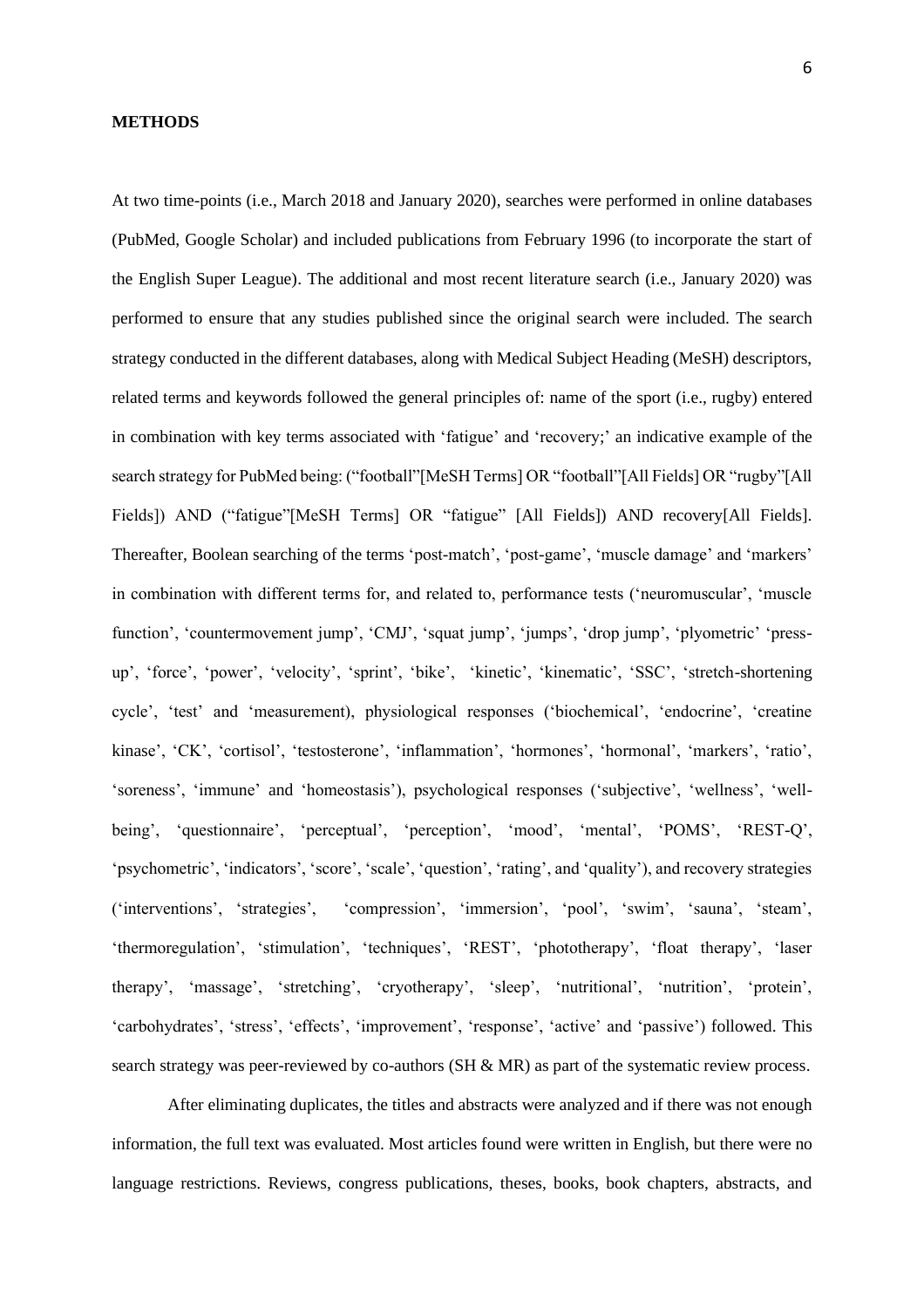**METHODS**

At two time-points (i.e., March 2018 and January 2020), searches were performed in online databases (PubMed, Google Scholar) and included publications from February 1996 (to incorporate the start of the English Super League). The additional and most recent literature search (i.e., January 2020) was performed to ensure that any studies published since the original search were included. The search strategy conducted in the different databases, along with Medical Subject Heading (MeSH) descriptors, related terms and keywords followed the general principles of: name of the sport (i.e., rugby) entered in combination with key terms associated with 'fatigue' and 'recovery;' an indicative example of the search strategy for PubMed being: ("football"[MeSH Terms] OR "football"[All Fields] OR "rugby"[All Fields]) AND ("fatigue"[MeSH Terms] OR "fatigue" [All Fields]) AND recovery[All Fields]. Thereafter, Boolean searching of the terms 'post-match', 'post-game', 'muscle damage' and 'markers' in combination with different terms for, and related to, performance tests ('neuromuscular', 'muscle function', 'countermovement jump', 'CMJ', 'squat jump', 'jumps', 'drop jump', 'plyometric' 'press-up', 'force', 'power', 'velocity', 'sprint', 'bike', 'kinetic', 'kinematic', 'SSC', 'stretch-shortening cycle', 'test' and 'measurement), physiological responses ('biochemical', 'endocrine', 'creatine kinase', 'CK', 'cortisol', 'testosterone', 'inflammation', 'hormones', 'hormonal', 'markers', 'ratio', 'soreness', 'immune' and 'homeostasis'), psychological responses ('subjective', 'wellness', 'well-being', 'questionnaire', 'perceptual', 'perception', 'mood', 'mental', 'POMS', 'REST-Q', 'psychometric', 'indicators', 'score', 'scale', 'question', 'rating', and 'quality'), and recovery strategies ('interventions', 'strategies', 'compression', 'immersion', 'pool', 'swim', 'sauna', 'steam', 'thermoregulation', 'stimulation', 'techniques', 'REST', 'phototherapy', 'float therapy', 'laser therapy', 'massage', 'stretching', 'cryotherapy', 'sleep', 'nutritional', 'nutrition', 'protein', 'carbohydrates', 'stress', 'effects', 'improvement', 'response', 'active' and 'passive') followed. This search strategy was peer-reviewed by co-authors (SH & MR) as part of the systematic review process.

After eliminating duplicates, the titles and abstracts were analyzed and if there was not enough information, the full text was evaluated. Most articles found were written in English, but there were no language restrictions. Reviews, congress publications, theses, books, book chapters, abstracts, and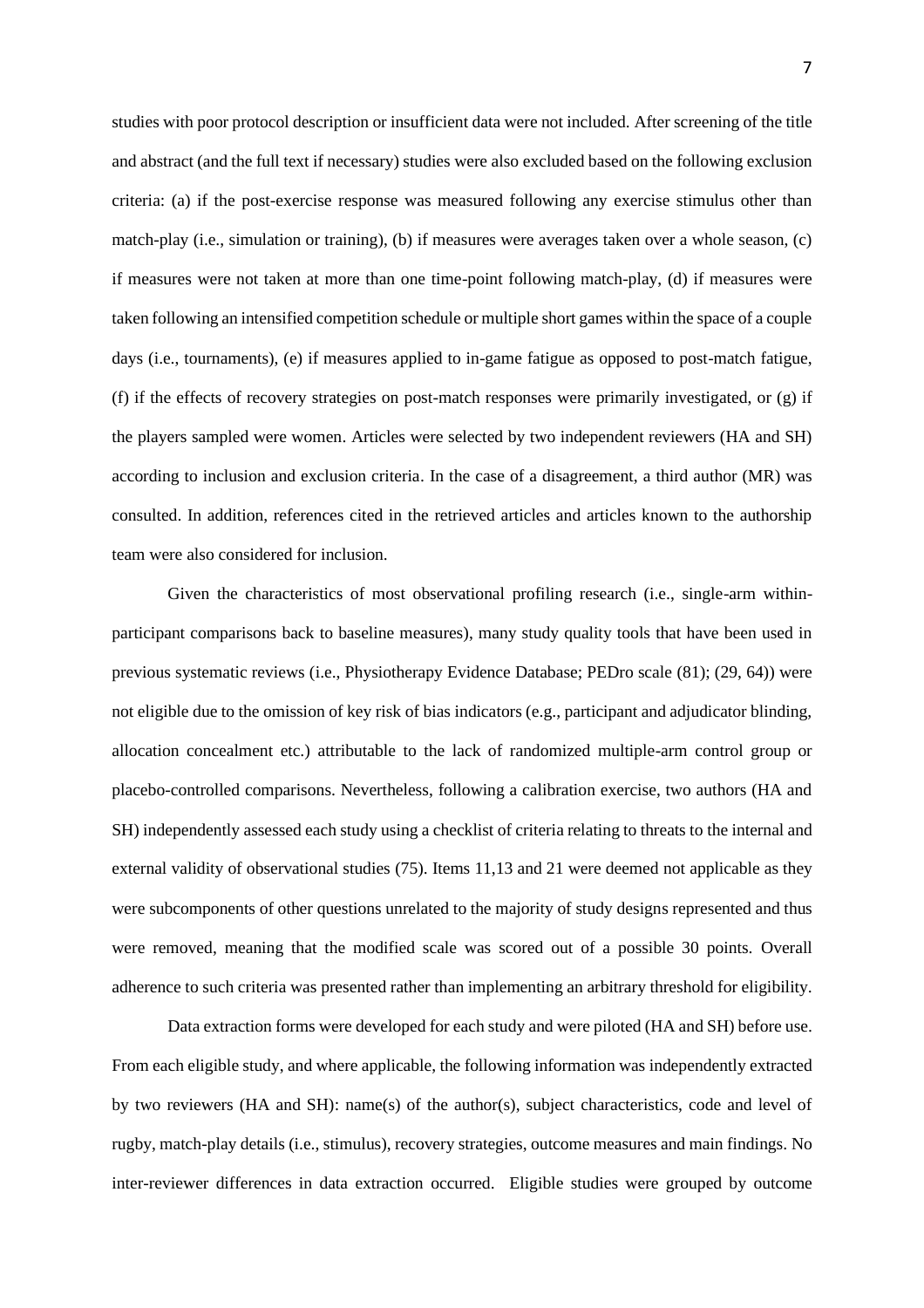studies with poor protocol description or insufficient data were not included. After screening of the title and abstract (and the full text if necessary) studies were also excluded based on the following exclusion criteria: (a) if the post-exercise response was measured following any exercise stimulus other than match-play (i.e., simulation or training), (b) if measures were averages taken over a whole season, (c) if measures were not taken at more than one time-point following match-play, (d) if measures were taken following an intensified competition schedule or multiple short games within the space of a couple days (i.e., tournaments), (e) if measures applied to in-game fatigue as opposed to post-match fatigue, (f) if the effects of recovery strategies on post-match responses were primarily investigated, or (g) if the players sampled were women. Articles were selected by two independent reviewers (HA and SH) according to inclusion and exclusion criteria. In the case of a disagreement, a third author (MR) was consulted. In addition, references cited in the retrieved articles and articles known to the authorship team were also considered for inclusion.

Given the characteristics of most observational profiling research (i.e., single-arm within-participant comparisons back to baseline measures), many study quality tools that have been used in previous systematic reviews (i.e., Physiotherapy Evidence Database; PEDro scale (81); (29, 64)) were not eligible due to the omission of key risk of bias indicators (e.g., participant and adjudicator blinding, allocation concealment etc.) attributable to the lack of randomized multiple-arm control group or placebo-controlled comparisons. Nevertheless, following a calibration exercise, two authors (HA and SH) independently assessed each study using a checklist of criteria relating to threats to the internal and external validity of observational studies (75). Items 11,13 and 21 were deemed not applicable as they were subcomponents of other questions unrelated to the majority of study designs represented and thus were removed, meaning that the modified scale was scored out of a possible 30 points. Overall adherence to such criteria was presented rather than implementing an arbitrary threshold for eligibility.

Data extraction forms were developed for each study and were piloted (HA and SH) before use. From each eligible study, and where applicable, the following information was independently extracted by two reviewers (HA and SH): name(s) of the author(s), subject characteristics, code and level of rugby, match-play details (i.e., stimulus), recovery strategies, outcome measures and main findings. No inter-reviewer differences in data extraction occurred. Eligible studies were grouped by outcome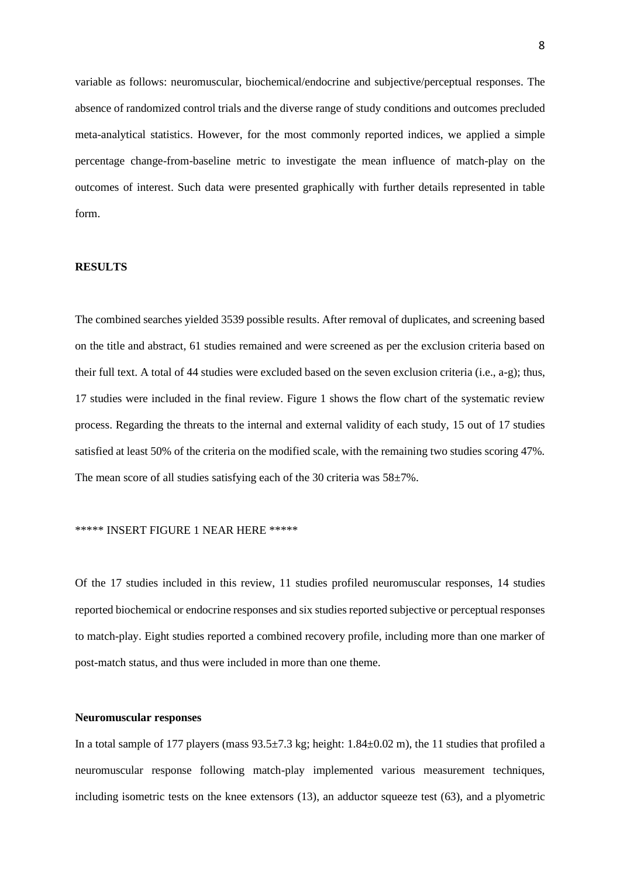variable as follows: neuromuscular, biochemical/endocrine and subjective/perceptual responses. The absence of randomized control trials and the diverse range of study conditions and outcomes precluded meta-analytical statistics. However, for the most commonly reported indices, we applied a simple percentage change-from-baseline metric to investigate the mean influence of match-play on the outcomes of interest. Such data were presented graphically with further details represented in table form.

## RESULTS

The combined searches yielded 3539 possible results. After removal of duplicates, and screening based on the title and abstract, 61 studies remained and were screened as per the exclusion criteria based on their full text. A total of 44 studies were excluded based on the seven exclusion criteria (i.e., a-g); thus, 17 studies were included in the final review. Figure 1 shows the flow chart of the systematic review process. Regarding the threats to the internal and external validity of each study, 15 out of 17 studies satisfied at least 50% of the criteria on the modified scale, with the remaining two studies scoring 47%. The mean score of all studies satisfying each of the 30 criteria was 58±7%.

***** INSERT FIGURE 1 NEAR HERE *****

Of the 17 studies included in this review, 11 studies profiled neuromuscular responses, 14 studies reported biochemical or endocrine responses and six studies reported subjective or perceptual responses to match-play. Eight studies reported a combined recovery profile, including more than one marker of post-match status, and thus were included in more than one theme.

### Neuromuscular responses

In a total sample of 177 players (mass 93.5±7.3 kg; height: 1.84±0.02 m), the 11 studies that profiled a neuromuscular response following match-play implemented various measurement techniques, including isometric tests on the knee extensors (13), an adductor squeeze test (63), and a plyometric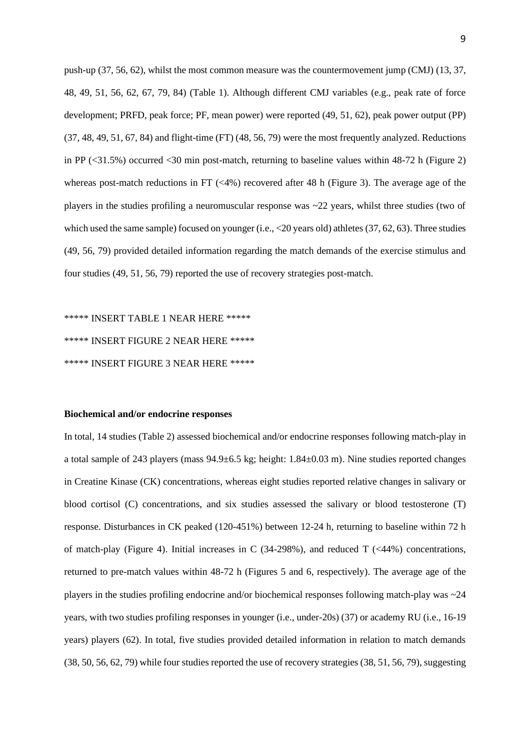push-up (37, 56, 62), whilst the most common measure was the countermovement jump (CMJ) (13, 37, 48, 49, 51, 56, 62, 67, 79, 84) (Table 1). Although different CMJ variables (e.g., peak rate of force development; PRFD, peak force; PF, mean power) were reported (49, 51, 62), peak power output (PP) (37, 48, 49, 51, 67, 84) and flight-time (FT) (48, 56, 79) were the most frequently analyzed. Reductions in PP (<31.5%) occurred <30 min post-match, returning to baseline values within 48-72 h (Figure 2) whereas post-match reductions in FT (<4%) recovered after 48 h (Figure 3). The average age of the players in the studies profiling a neuromuscular response was ~22 years, whilst three studies (two of which used the same sample) focused on younger (i.e., <20 years old) athletes (37, 62, 63). Three studies (49, 56, 79) provided detailed information regarding the match demands of the exercise stimulus and four studies (49, 51, 56, 79) reported the use of recovery strategies post-match.

***** INSERT TABLE 1 NEAR HERE *****

***** INSERT FIGURE 2 NEAR HERE *****

***** INSERT FIGURE 3 NEAR HERE *****

**Biochemical and/or endocrine responses**

In total, 14 studies (Table 2) assessed biochemical and/or endocrine responses following match-play in a total sample of 243 players (mass 94.9±6.5 kg; height: 1.84±0.03 m). Nine studies reported changes in Creatine Kinase (CK) concentrations, whereas eight studies reported relative changes in salivary or blood cortisol (C) concentrations, and six studies assessed the salivary or blood testosterone (T) response. Disturbances in CK peaked (120-451%) between 12-24 h, returning to baseline within 72 h of match-play (Figure 4). Initial increases in C (34-298%), and reduced T (<44%) concentrations, returned to pre-match values within 48-72 h (Figures 5 and 6, respectively). The average age of the players in the studies profiling endocrine and/or biochemical responses following match-play was ~24 years, with two studies profiling responses in younger (i.e., under-20s) (37) or academy RU (i.e., 16-19 years) players (62). In total, five studies provided detailed information in relation to match demands (38, 50, 56, 62, 79) while four studies reported the use of recovery strategies (38, 51, 56, 79), suggesting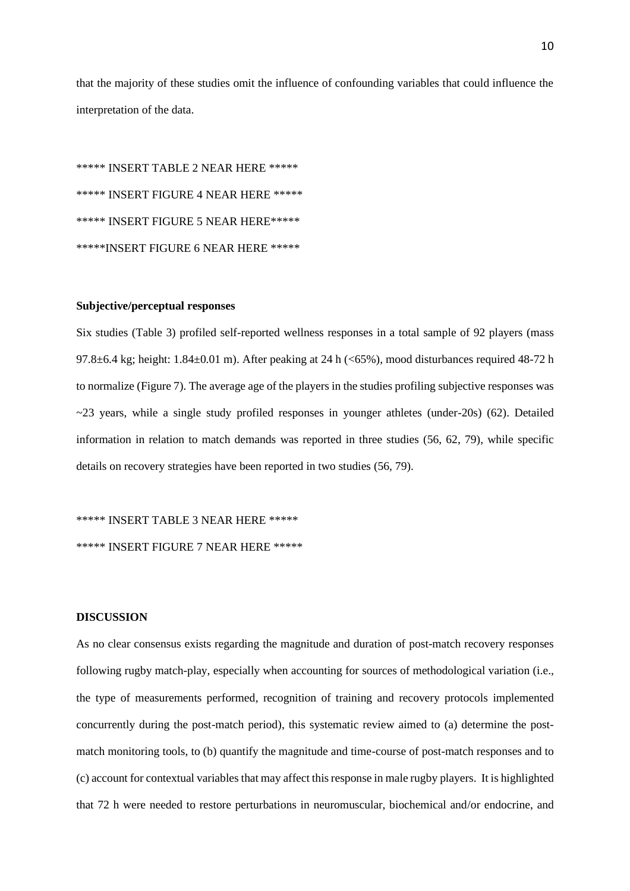that the majority of these studies omit the influence of confounding variables that could influence the interpretation of the data.

***** INSERT TABLE 2 NEAR HERE *****

***** INSERT FIGURE 4 NEAR HERE *****

***** INSERT FIGURE 5 NEAR HERE*****

*****INSERT FIGURE 6 NEAR HERE *****

**Subjective/perceptual responses**

Six studies (Table 3) profiled self-reported wellness responses in a total sample of 92 players (mass 97.8±6.4 kg; height: 1.84±0.01 m). After peaking at 24 h (<65%), mood disturbances required 48-72 h to normalize (Figure 7). The average age of the players in the studies profiling subjective responses was ~23 years, while a single study profiled responses in younger athletes (under-20s) (62). Detailed information in relation to match demands was reported in three studies (56, 62, 79), while specific details on recovery strategies have been reported in two studies (56, 79).

***** INSERT TABLE 3 NEAR HERE *****

***** INSERT FIGURE 7 NEAR HERE *****

## DISCUSSION

As no clear consensus exists regarding the magnitude and duration of post-match recovery responses following rugby match-play, especially when accounting for sources of methodological variation (i.e., the type of measurements performed, recognition of training and recovery protocols implemented concurrently during the post-match period), this systematic review aimed to (a) determine the post-match monitoring tools, to (b) quantify the magnitude and time-course of post-match responses and to (c) account for contextual variables that may affect this response in male rugby players. It is highlighted that 72 h were needed to restore perturbations in neuromuscular, biochemical and/or endocrine, and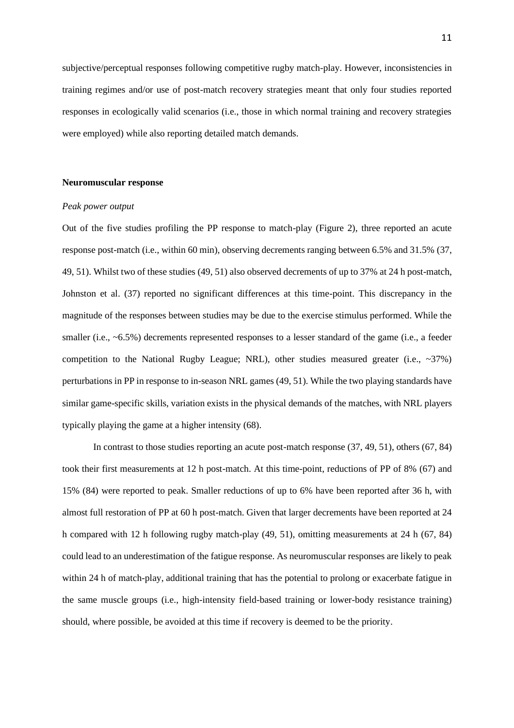subjective/perceptual responses following competitive rugby match-play. However, inconsistencies in training regimes and/or use of post-match recovery strategies meant that only four studies reported responses in ecologically valid scenarios (i.e., those in which normal training and recovery strategies were employed) while also reporting detailed match demands.

## Neuromuscular response

### *Peak power output*

Out of the five studies profiling the PP response to match-play (Figure 2), three reported an acute response post-match (i.e., within 60 min), observing decrements ranging between 6.5% and 31.5% (37, 49, 51). Whilst two of these studies (49, 51) also observed decrements of up to 37% at 24 h post-match, Johnston et al. (37) reported no significant differences at this time-point. This discrepancy in the magnitude of the responses between studies may be due to the exercise stimulus performed. While the smaller (i.e., ~6.5%) decrements represented responses to a lesser standard of the game (i.e., a feeder competition to the National Rugby League; NRL), other studies measured greater (i.e., ~37%) perturbations in PP in response to in-season NRL games (49, 51). While the two playing standards have similar game-specific skills, variation exists in the physical demands of the matches, with NRL players typically playing the game at a higher intensity (68).

In contrast to those studies reporting an acute post-match response (37, 49, 51), others (67, 84) took their first measurements at 12 h post-match. At this time-point, reductions of PP of 8% (67) and 15% (84) were reported to peak. Smaller reductions of up to 6% have been reported after 36 h, with almost full restoration of PP at 60 h post-match. Given that larger decrements have been reported at 24 h compared with 12 h following rugby match-play (49, 51), omitting measurements at 24 h (67, 84) could lead to an underestimation of the fatigue response. As neuromuscular responses are likely to peak within 24 h of match-play, additional training that has the potential to prolong or exacerbate fatigue in the same muscle groups (i.e., high-intensity field-based training or lower-body resistance training) should, where possible, be avoided at this time if recovery is deemed to be the priority.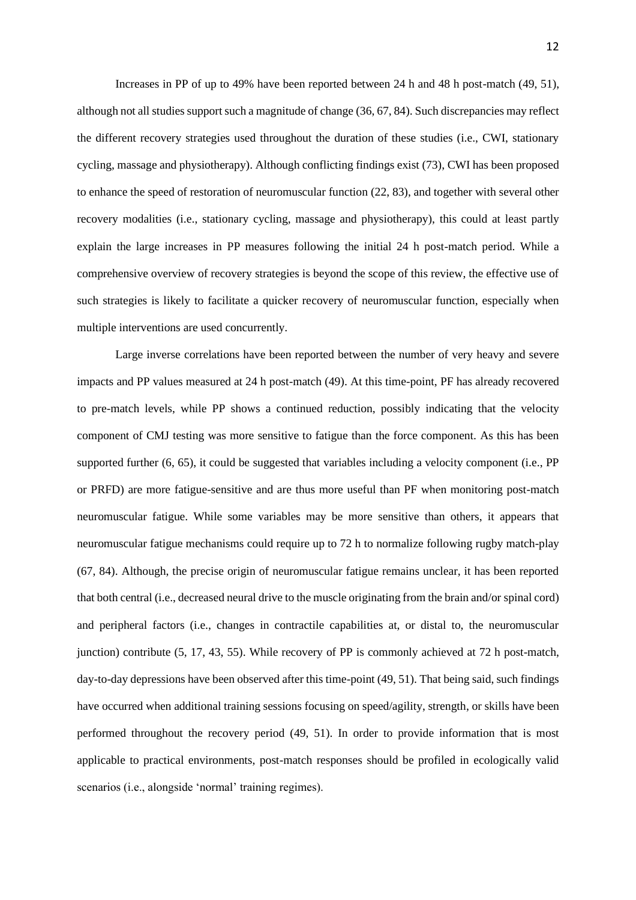Increases in PP of up to 49% have been reported between 24 h and 48 h post-match (49, 51), although not all studies support such a magnitude of change (36, 67, 84). Such discrepancies may reflect the different recovery strategies used throughout the duration of these studies (i.e., CWI, stationary cycling, massage and physiotherapy). Although conflicting findings exist (73), CWI has been proposed to enhance the speed of restoration of neuromuscular function (22, 83), and together with several other recovery modalities (i.e., stationary cycling, massage and physiotherapy), this could at least partly explain the large increases in PP measures following the initial 24 h post-match period. While a comprehensive overview of recovery strategies is beyond the scope of this review, the effective use of such strategies is likely to facilitate a quicker recovery of neuromuscular function, especially when multiple interventions are used concurrently.

Large inverse correlations have been reported between the number of very heavy and severe impacts and PP values measured at 24 h post-match (49). At this time-point, PF has already recovered to pre-match levels, while PP shows a continued reduction, possibly indicating that the velocity component of CMJ testing was more sensitive to fatigue than the force component. As this has been supported further (6, 65), it could be suggested that variables including a velocity component (i.e., PP or PRFD) are more fatigue-sensitive and are thus more useful than PF when monitoring post-match neuromuscular fatigue. While some variables may be more sensitive than others, it appears that neuromuscular fatigue mechanisms could require up to 72 h to normalize following rugby match-play (67, 84). Although, the precise origin of neuromuscular fatigue remains unclear, it has been reported that both central (i.e., decreased neural drive to the muscle originating from the brain and/or spinal cord) and peripheral factors (i.e., changes in contractile capabilities at, or distal to, the neuromuscular junction) contribute (5, 17, 43, 55). While recovery of PP is commonly achieved at 72 h post-match, day-to-day depressions have been observed after this time-point (49, 51). That being said, such findings have occurred when additional training sessions focusing on speed/agility, strength, or skills have been performed throughout the recovery period (49, 51). In order to provide information that is most applicable to practical environments, post-match responses should be profiled in ecologically valid scenarios (i.e., alongside 'normal' training regimes).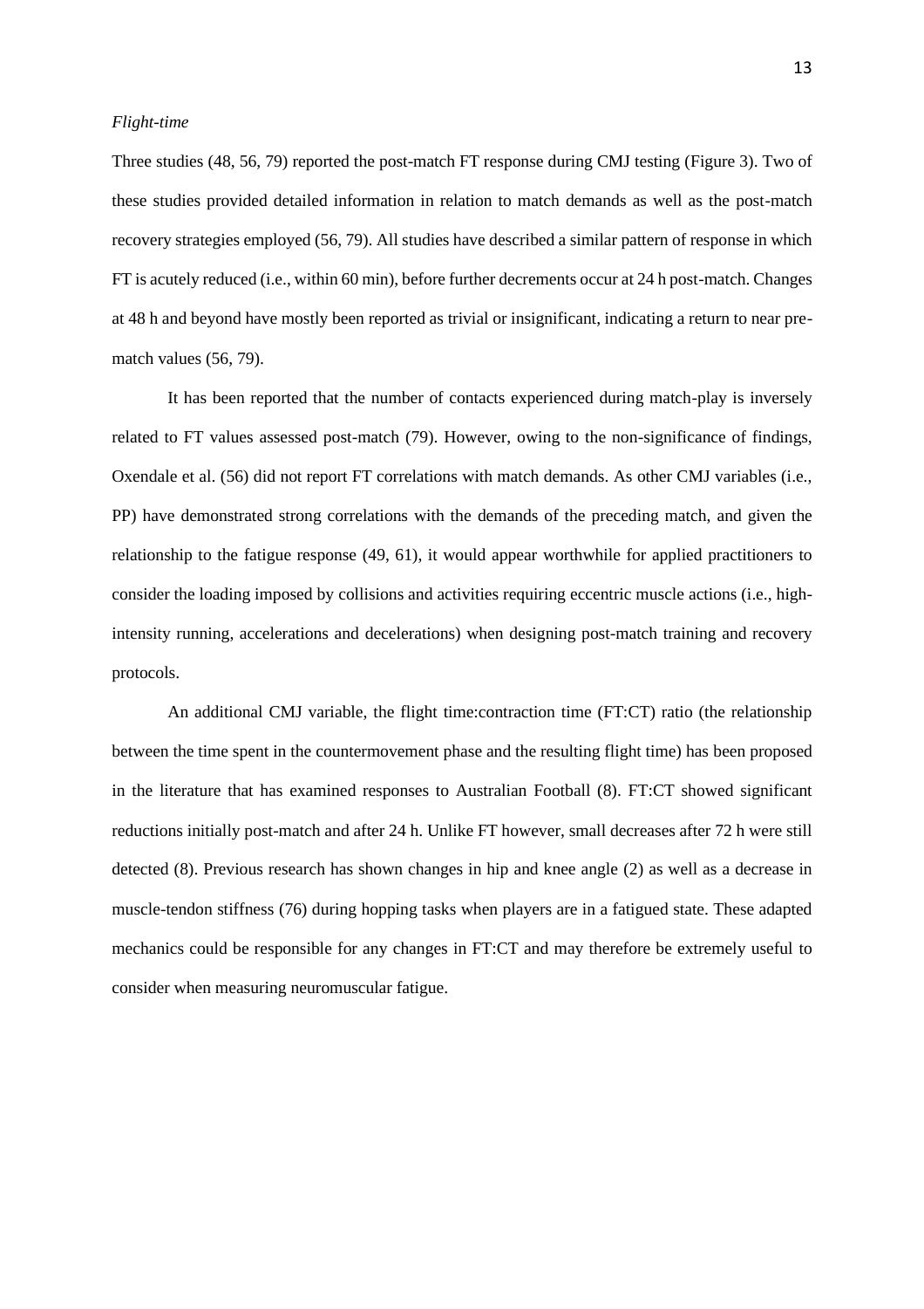*Flight-time*

Three studies (48, 56, 79) reported the post-match FT response during CMJ testing (Figure 3). Two of these studies provided detailed information in relation to match demands as well as the post-match recovery strategies employed (56, 79). All studies have described a similar pattern of response in which FT is acutely reduced (i.e., within 60 min), before further decrements occur at 24 h post-match. Changes at 48 h and beyond have mostly been reported as trivial or insignificant, indicating a return to near pre-match values (56, 79).

It has been reported that the number of contacts experienced during match-play is inversely related to FT values assessed post-match (79). However, owing to the non-significance of findings, Oxendale et al. (56) did not report FT correlations with match demands. As other CMJ variables (i.e., PP) have demonstrated strong correlations with the demands of the preceding match, and given the relationship to the fatigue response (49, 61), it would appear worthwhile for applied practitioners to consider the loading imposed by collisions and activities requiring eccentric muscle actions (i.e., high-intensity running, accelerations and decelerations) when designing post-match training and recovery protocols.

An additional CMJ variable, the flight time:contraction time (FT:CT) ratio (the relationship between the time spent in the countermovement phase and the resulting flight time) has been proposed in the literature that has examined responses to Australian Football (8). FT:CT showed significant reductions initially post-match and after 24 h. Unlike FT however, small decreases after 72 h were still detected (8). Previous research has shown changes in hip and knee angle (2) as well as a decrease in muscle-tendon stiffness (76) during hopping tasks when players are in a fatigued state. These adapted mechanics could be responsible for any changes in FT:CT and may therefore be extremely useful to consider when measuring neuromuscular fatigue.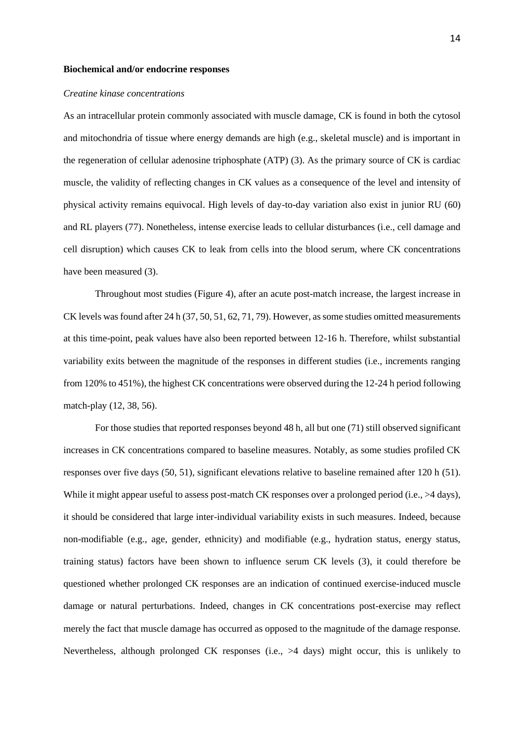**Biochemical and/or endocrine responses**

*Creatine kinase concentrations*

As an intracellular protein commonly associated with muscle damage, CK is found in both the cytosol and mitochondria of tissue where energy demands are high (e.g., skeletal muscle) and is important in the regeneration of cellular adenosine triphosphate (ATP) (3). As the primary source of CK is cardiac muscle, the validity of reflecting changes in CK values as a consequence of the level and intensity of physical activity remains equivocal. High levels of day-to-day variation also exist in junior RU (60) and RL players (77). Nonetheless, intense exercise leads to cellular disturbances (i.e., cell damage and cell disruption) which causes CK to leak from cells into the blood serum, where CK concentrations have been measured (3).

Throughout most studies (Figure 4), after an acute post-match increase, the largest increase in CK levels was found after 24 h (37, 50, 51, 62, 71, 79). However, as some studies omitted measurements at this time-point, peak values have also been reported between 12-16 h. Therefore, whilst substantial variability exits between the magnitude of the responses in different studies (i.e., increments ranging from 120% to 451%), the highest CK concentrations were observed during the 12-24 h period following match-play (12, 38, 56).

For those studies that reported responses beyond 48 h, all but one (71) still observed significant increases in CK concentrations compared to baseline measures. Notably, as some studies profiled CK responses over five days (50, 51), significant elevations relative to baseline remained after 120 h (51). While it might appear useful to assess post-match CK responses over a prolonged period (i.e., >4 days), it should be considered that large inter-individual variability exists in such measures. Indeed, because non-modifiable (e.g., age, gender, ethnicity) and modifiable (e.g., hydration status, energy status, training status) factors have been shown to influence serum CK levels (3), it could therefore be questioned whether prolonged CK responses are an indication of continued exercise-induced muscle damage or natural perturbations. Indeed, changes in CK concentrations post-exercise may reflect merely the fact that muscle damage has occurred as opposed to the magnitude of the damage response. Nevertheless, although prolonged CK responses (i.e., >4 days) might occur, this is unlikely to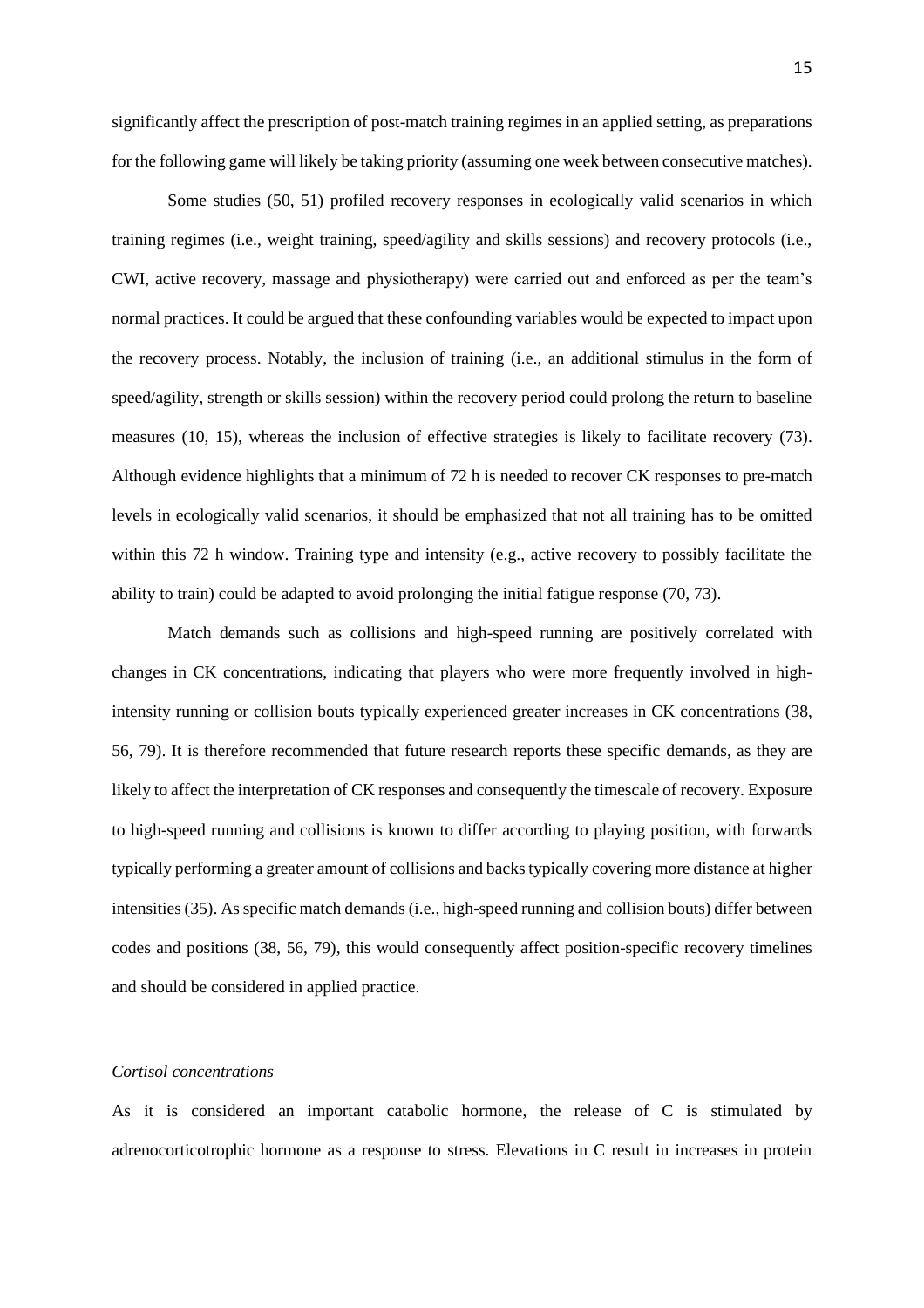significantly affect the prescription of post-match training regimes in an applied setting, as preparations for the following game will likely be taking priority (assuming one week between consecutive matches).

Some studies (50, 51) profiled recovery responses in ecologically valid scenarios in which training regimes (i.e., weight training, speed/agility and skills sessions) and recovery protocols (i.e., CWI, active recovery, massage and physiotherapy) were carried out and enforced as per the team's normal practices. It could be argued that these confounding variables would be expected to impact upon the recovery process. Notably, the inclusion of training (i.e., an additional stimulus in the form of speed/agility, strength or skills session) within the recovery period could prolong the return to baseline measures (10, 15), whereas the inclusion of effective strategies is likely to facilitate recovery (73). Although evidence highlights that a minimum of 72 h is needed to recover CK responses to pre-match levels in ecologically valid scenarios, it should be emphasized that not all training has to be omitted within this 72 h window. Training type and intensity (e.g., active recovery to possibly facilitate the ability to train) could be adapted to avoid prolonging the initial fatigue response (70, 73).

Match demands such as collisions and high-speed running are positively correlated with changes in CK concentrations, indicating that players who were more frequently involved in high-intensity running or collision bouts typically experienced greater increases in CK concentrations (38, 56, 79). It is therefore recommended that future research reports these specific demands, as they are likely to affect the interpretation of CK responses and consequently the timescale of recovery. Exposure to high-speed running and collisions is known to differ according to playing position, with forwards typically performing a greater amount of collisions and backs typically covering more distance at higher intensities (35). As specific match demands (i.e., high-speed running and collision bouts) differ between codes and positions (38, 56, 79), this would consequently affect position-specific recovery timelines and should be considered in applied practice.

*Cortisol concentrations*

As it is considered an important catabolic hormone, the release of C is stimulated by adrenocorticotrophic hormone as a response to stress. Elevations in C result in increases in protein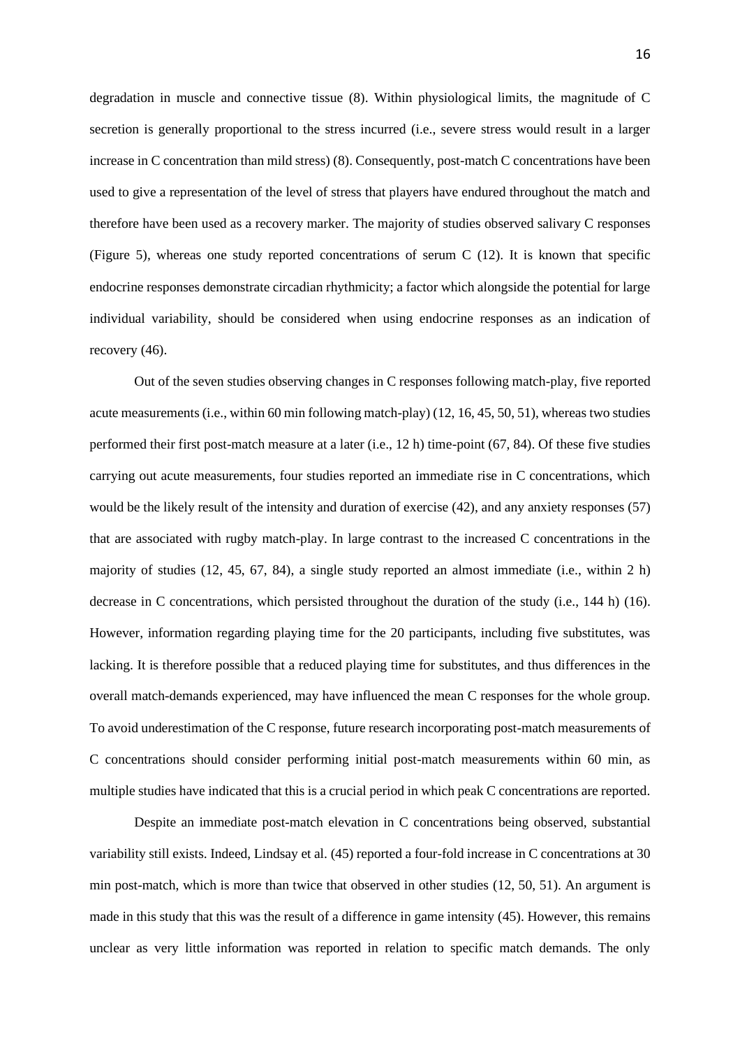degradation in muscle and connective tissue (8). Within physiological limits, the magnitude of C secretion is generally proportional to the stress incurred (i.e., severe stress would result in a larger increase in C concentration than mild stress) (8). Consequently, post-match C concentrations have been used to give a representation of the level of stress that players have endured throughout the match and therefore have been used as a recovery marker. The majority of studies observed salivary C responses (Figure 5), whereas one study reported concentrations of serum C (12). It is known that specific endocrine responses demonstrate circadian rhythmicity; a factor which alongside the potential for large individual variability, should be considered when using endocrine responses as an indication of recovery (46).

Out of the seven studies observing changes in C responses following match-play, five reported acute measurements (i.e., within 60 min following match-play) (12, 16, 45, 50, 51), whereas two studies performed their first post-match measure at a later (i.e., 12 h) time-point (67, 84). Of these five studies carrying out acute measurements, four studies reported an immediate rise in C concentrations, which would be the likely result of the intensity and duration of exercise (42), and any anxiety responses (57) that are associated with rugby match-play. In large contrast to the increased C concentrations in the majority of studies (12, 45, 67, 84), a single study reported an almost immediate (i.e., within 2 h) decrease in C concentrations, which persisted throughout the duration of the study (i.e., 144 h) (16). However, information regarding playing time for the 20 participants, including five substitutes, was lacking. It is therefore possible that a reduced playing time for substitutes, and thus differences in the overall match-demands experienced, may have influenced the mean C responses for the whole group. To avoid underestimation of the C response, future research incorporating post-match measurements of C concentrations should consider performing initial post-match measurements within 60 min, as multiple studies have indicated that this is a crucial period in which peak C concentrations are reported.

Despite an immediate post-match elevation in C concentrations being observed, substantial variability still exists. Indeed, Lindsay et al. (45) reported a four-fold increase in C concentrations at 30 min post-match, which is more than twice that observed in other studies (12, 50, 51). An argument is made in this study that this was the result of a difference in game intensity (45). However, this remains unclear as very little information was reported in relation to specific match demands. The only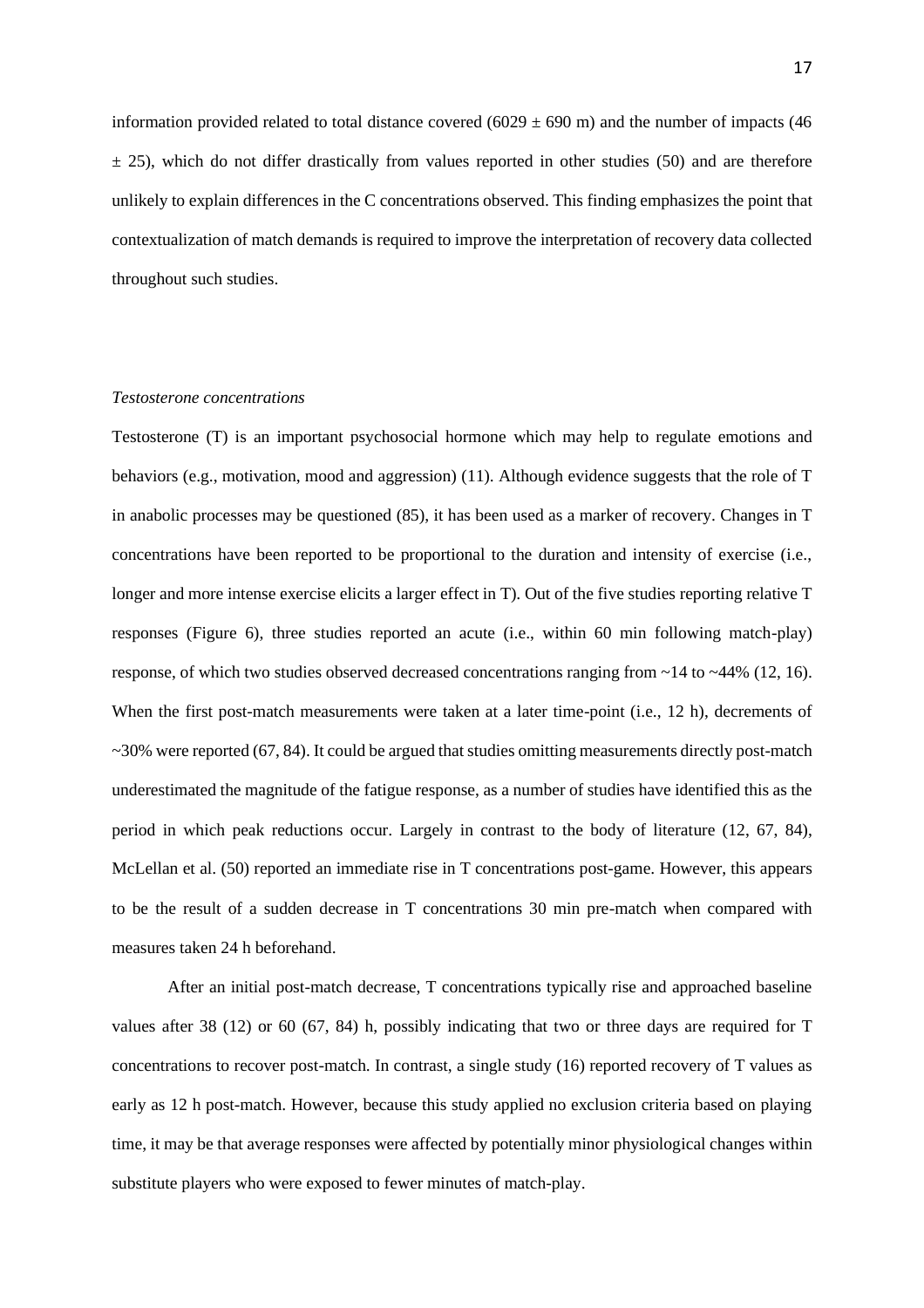information provided related to total distance covered (6029 ± 690 m) and the number of impacts (46 ± 25), which do not differ drastically from values reported in other studies (50) and are therefore unlikely to explain differences in the C concentrations observed. This finding emphasizes the point that contextualization of match demands is required to improve the interpretation of recovery data collected throughout such studies.

*Testosterone concentrations*

Testosterone (T) is an important psychosocial hormone which may help to regulate emotions and behaviors (e.g., motivation, mood and aggression) (11). Although evidence suggests that the role of T in anabolic processes may be questioned (85), it has been used as a marker of recovery. Changes in T concentrations have been reported to be proportional to the duration and intensity of exercise (i.e., longer and more intense exercise elicits a larger effect in T). Out of the five studies reporting relative T responses (Figure 6), three studies reported an acute (i.e., within 60 min following match-play) response, of which two studies observed decreased concentrations ranging from ~14 to ~44% (12, 16). When the first post-match measurements were taken at a later time-point (i.e., 12 h), decrements of ~30% were reported (67, 84). It could be argued that studies omitting measurements directly post-match underestimated the magnitude of the fatigue response, as a number of studies have identified this as the period in which peak reductions occur. Largely in contrast to the body of literature (12, 67, 84), McLellan et al. (50) reported an immediate rise in T concentrations post-game. However, this appears to be the result of a sudden decrease in T concentrations 30 min pre-match when compared with measures taken 24 h beforehand.

After an initial post-match decrease, T concentrations typically rise and approached baseline values after 38 (12) or 60 (67, 84) h, possibly indicating that two or three days are required for T concentrations to recover post-match. In contrast, a single study (16) reported recovery of T values as early as 12 h post-match. However, because this study applied no exclusion criteria based on playing time, it may be that average responses were affected by potentially minor physiological changes within substitute players who were exposed to fewer minutes of match-play.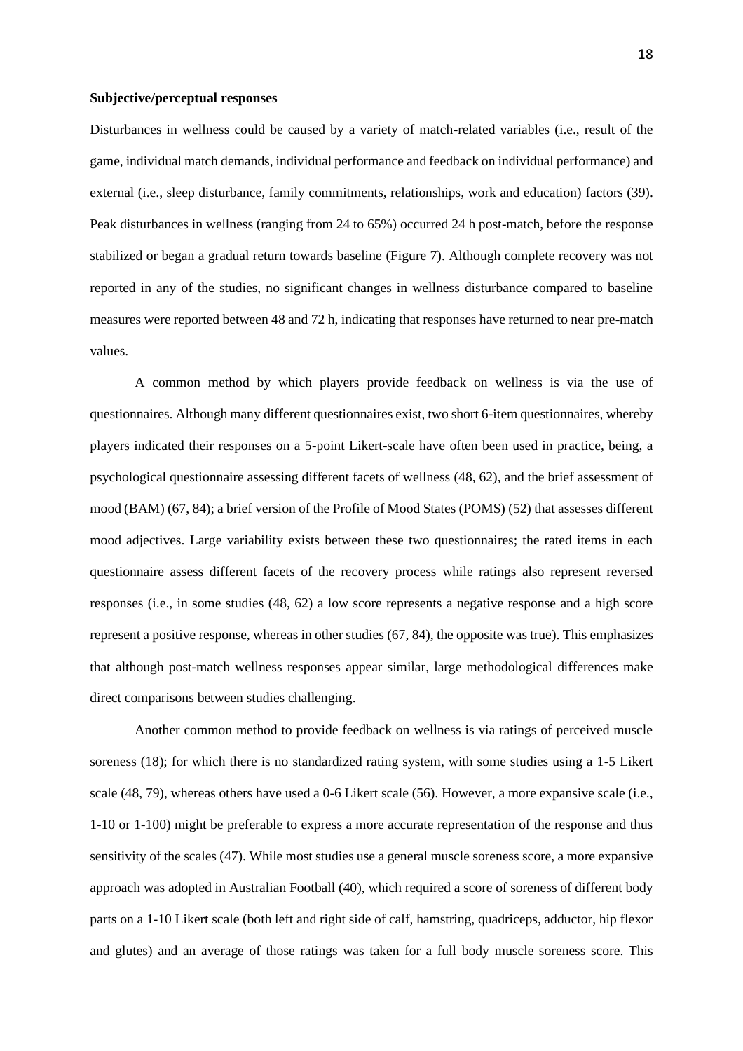**Subjective/perceptual responses**

Disturbances in wellness could be caused by a variety of match-related variables (i.e., result of the game, individual match demands, individual performance and feedback on individual performance) and external (i.e., sleep disturbance, family commitments, relationships, work and education) factors (39). Peak disturbances in wellness (ranging from 24 to 65%) occurred 24 h post-match, before the response stabilized or began a gradual return towards baseline (Figure 7). Although complete recovery was not reported in any of the studies, no significant changes in wellness disturbance compared to baseline measures were reported between 48 and 72 h, indicating that responses have returned to near pre-match values.

A common method by which players provide feedback on wellness is via the use of questionnaires. Although many different questionnaires exist, two short 6-item questionnaires, whereby players indicated their responses on a 5-point Likert-scale have often been used in practice, being, a psychological questionnaire assessing different facets of wellness (48, 62), and the brief assessment of mood (BAM) (67, 84); a brief version of the Profile of Mood States (POMS) (52) that assesses different mood adjectives. Large variability exists between these two questionnaires; the rated items in each questionnaire assess different facets of the recovery process while ratings also represent reversed responses (i.e., in some studies (48, 62) a low score represents a negative response and a high score represent a positive response, whereas in other studies (67, 84), the opposite was true). This emphasizes that although post-match wellness responses appear similar, large methodological differences make direct comparisons between studies challenging.

Another common method to provide feedback on wellness is via ratings of perceived muscle soreness (18); for which there is no standardized rating system, with some studies using a 1-5 Likert scale (48, 79), whereas others have used a 0-6 Likert scale (56). However, a more expansive scale (i.e., 1-10 or 1-100) might be preferable to express a more accurate representation of the response and thus sensitivity of the scales (47). While most studies use a general muscle soreness score, a more expansive approach was adopted in Australian Football (40), which required a score of soreness of different body parts on a 1-10 Likert scale (both left and right side of calf, hamstring, quadriceps, adductor, hip flexor and glutes) and an average of those ratings was taken for a full body muscle soreness score. This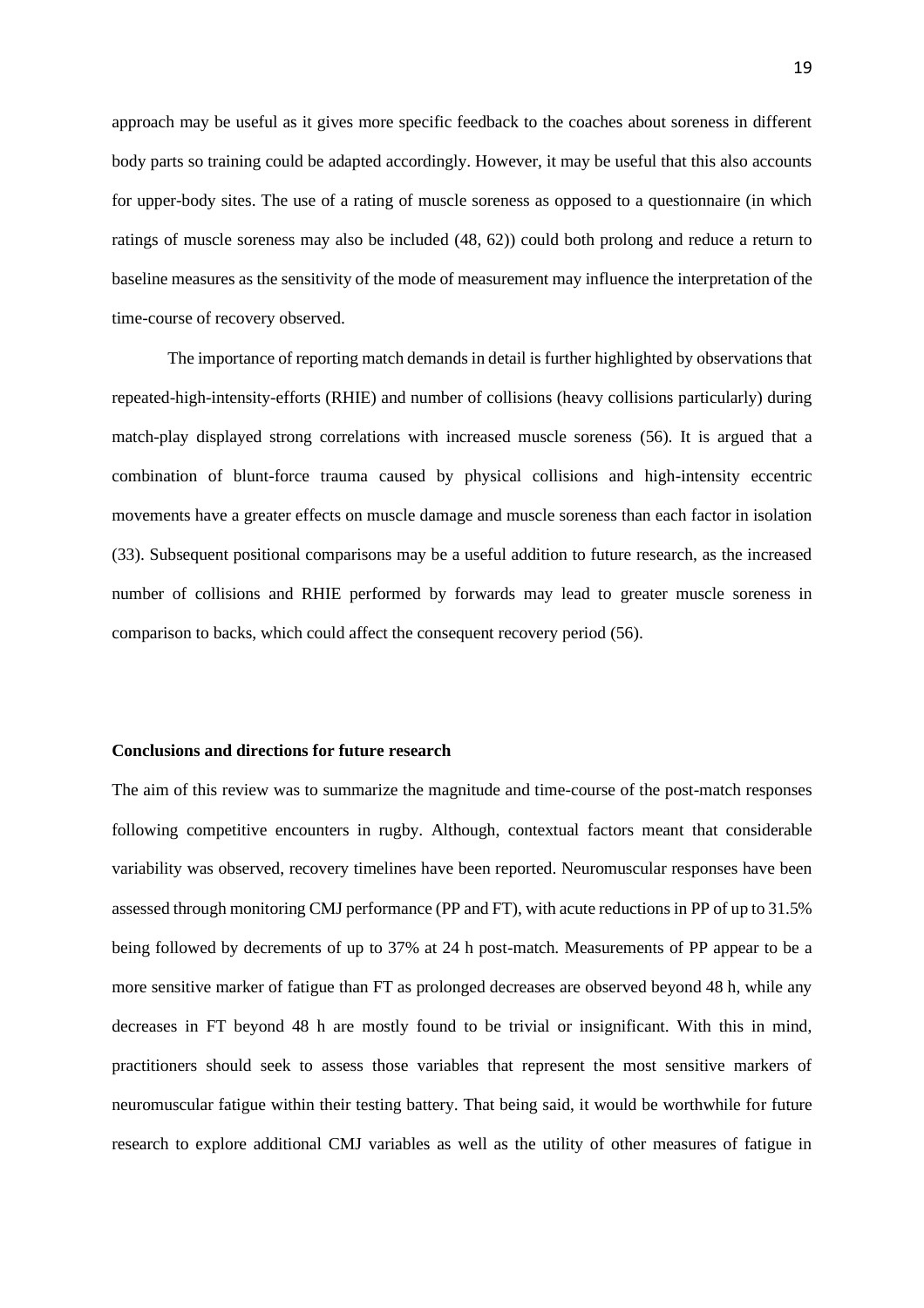approach may be useful as it gives more specific feedback to the coaches about soreness in different body parts so training could be adapted accordingly. However, it may be useful that this also accounts for upper-body sites. The use of a rating of muscle soreness as opposed to a questionnaire (in which ratings of muscle soreness may also be included (48, 62)) could both prolong and reduce a return to baseline measures as the sensitivity of the mode of measurement may influence the interpretation of the time-course of recovery observed.

The importance of reporting match demands in detail is further highlighted by observations that repeated-high-intensity-efforts (RHIE) and number of collisions (heavy collisions particularly) during match-play displayed strong correlations with increased muscle soreness (56). It is argued that a combination of blunt-force trauma caused by physical collisions and high-intensity eccentric movements have a greater effects on muscle damage and muscle soreness than each factor in isolation (33). Subsequent positional comparisons may be a useful addition to future research, as the increased number of collisions and RHIE performed by forwards may lead to greater muscle soreness in comparison to backs, which could affect the consequent recovery period (56).

**Conclusions and directions for future research**

The aim of this review was to summarize the magnitude and time-course of the post-match responses following competitive encounters in rugby. Although, contextual factors meant that considerable variability was observed, recovery timelines have been reported. Neuromuscular responses have been assessed through monitoring CMJ performance (PP and FT), with acute reductions in PP of up to 31.5% being followed by decrements of up to 37% at 24 h post-match. Measurements of PP appear to be a more sensitive marker of fatigue than FT as prolonged decreases are observed beyond 48 h, while any decreases in FT beyond 48 h are mostly found to be trivial or insignificant. With this in mind, practitioners should seek to assess those variables that represent the most sensitive markers of neuromuscular fatigue within their testing battery. That being said, it would be worthwhile for future research to explore additional CMJ variables as well as the utility of other measures of fatigue in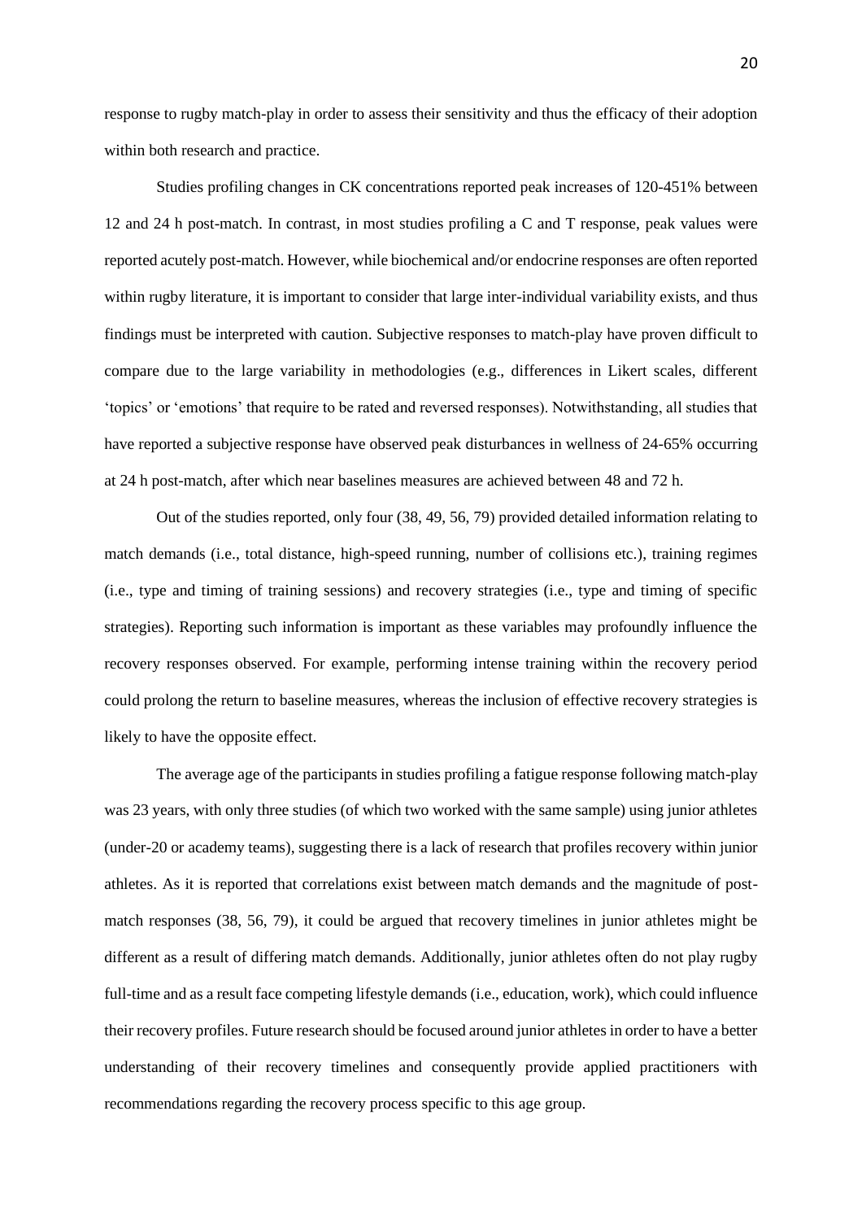response to rugby match-play in order to assess their sensitivity and thus the efficacy of their adoption within both research and practice.

Studies profiling changes in CK concentrations reported peak increases of 120-451% between 12 and 24 h post-match. In contrast, in most studies profiling a C and T response, peak values were reported acutely post-match. However, while biochemical and/or endocrine responses are often reported within rugby literature, it is important to consider that large inter-individual variability exists, and thus findings must be interpreted with caution. Subjective responses to match-play have proven difficult to compare due to the large variability in methodologies (e.g., differences in Likert scales, different 'topics' or 'emotions' that require to be rated and reversed responses). Notwithstanding, all studies that have reported a subjective response have observed peak disturbances in wellness of 24-65% occurring at 24 h post-match, after which near baselines measures are achieved between 48 and 72 h.

Out of the studies reported, only four (38, 49, 56, 79) provided detailed information relating to match demands (i.e., total distance, high-speed running, number of collisions etc.), training regimes (i.e., type and timing of training sessions) and recovery strategies (i.e., type and timing of specific strategies). Reporting such information is important as these variables may profoundly influence the recovery responses observed. For example, performing intense training within the recovery period could prolong the return to baseline measures, whereas the inclusion of effective recovery strategies is likely to have the opposite effect.

The average age of the participants in studies profiling a fatigue response following match-play was 23 years, with only three studies (of which two worked with the same sample) using junior athletes (under-20 or academy teams), suggesting there is a lack of research that profiles recovery within junior athletes. As it is reported that correlations exist between match demands and the magnitude of post-match responses (38, 56, 79), it could be argued that recovery timelines in junior athletes might be different as a result of differing match demands. Additionally, junior athletes often do not play rugby full-time and as a result face competing lifestyle demands (i.e., education, work), which could influence their recovery profiles. Future research should be focused around junior athletes in order to have a better understanding of their recovery timelines and consequently provide applied practitioners with recommendations regarding the recovery process specific to this age group.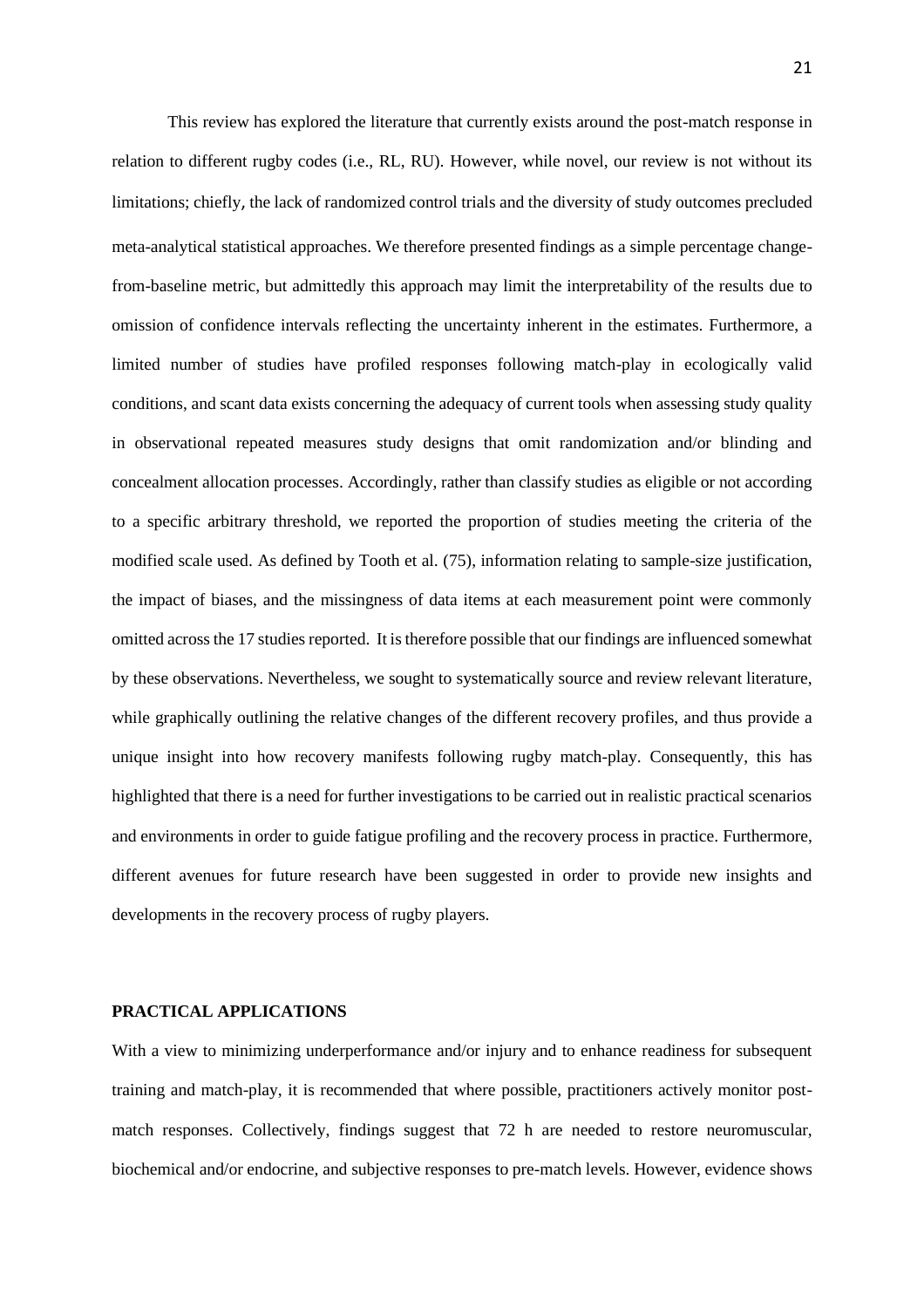This review has explored the literature that currently exists around the post-match response in relation to different rugby codes (i.e., RL, RU). However, while novel, our review is not without its limitations; chiefly, the lack of randomized control trials and the diversity of study outcomes precluded meta-analytical statistical approaches. We therefore presented findings as a simple percentage change-from-baseline metric, but admittedly this approach may limit the interpretability of the results due to omission of confidence intervals reflecting the uncertainty inherent in the estimates. Furthermore, a limited number of studies have profiled responses following match-play in ecologically valid conditions, and scant data exists concerning the adequacy of current tools when assessing study quality in observational repeated measures study designs that omit randomization and/or blinding and concealment allocation processes. Accordingly, rather than classify studies as eligible or not according to a specific arbitrary threshold, we reported the proportion of studies meeting the criteria of the modified scale used. As defined by Tooth et al. (75), information relating to sample-size justification, the impact of biases, and the missingness of data items at each measurement point were commonly omitted across the 17 studies reported. It is therefore possible that our findings are influenced somewhat by these observations. Nevertheless, we sought to systematically source and review relevant literature, while graphically outlining the relative changes of the different recovery profiles, and thus provide a unique insight into how recovery manifests following rugby match-play. Consequently, this has highlighted that there is a need for further investigations to be carried out in realistic practical scenarios and environments in order to guide fatigue profiling and the recovery process in practice. Furthermore, different avenues for future research have been suggested in order to provide new insights and developments in the recovery process of rugby players.

## PRACTICAL APPLICATIONS

With a view to minimizing underperformance and/or injury and to enhance readiness for subsequent training and match-play, it is recommended that where possible, practitioners actively monitor post-match responses. Collectively, findings suggest that 72 h are needed to restore neuromuscular, biochemical and/or endocrine, and subjective responses to pre-match levels. However, evidence shows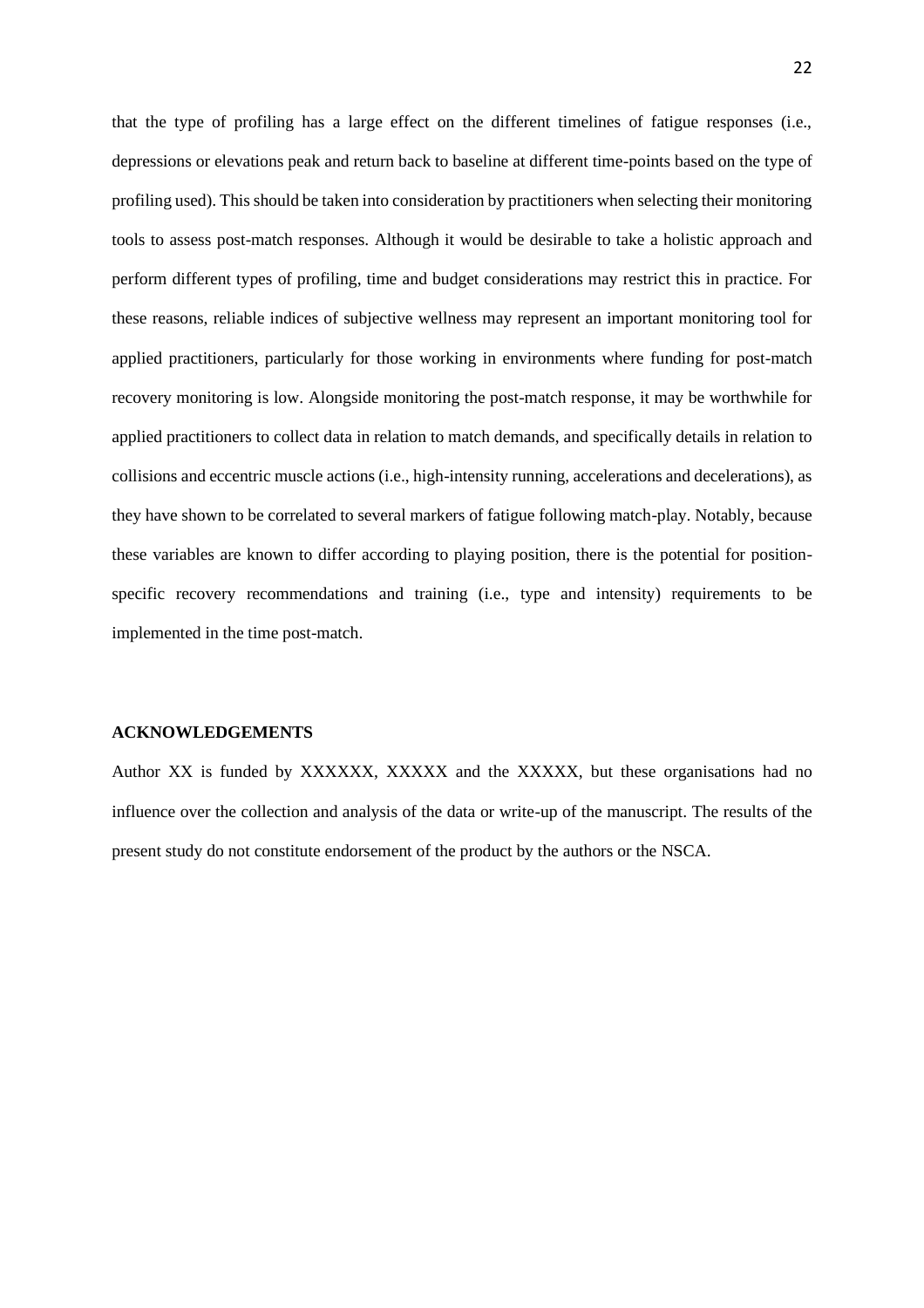that the type of profiling has a large effect on the different timelines of fatigue responses (i.e., depressions or elevations peak and return back to baseline at different time-points based on the type of profiling used). This should be taken into consideration by practitioners when selecting their monitoring tools to assess post-match responses. Although it would be desirable to take a holistic approach and perform different types of profiling, time and budget considerations may restrict this in practice. For these reasons, reliable indices of subjective wellness may represent an important monitoring tool for applied practitioners, particularly for those working in environments where funding for post-match recovery monitoring is low. Alongside monitoring the post-match response, it may be worthwhile for applied practitioners to collect data in relation to match demands, and specifically details in relation to collisions and eccentric muscle actions (i.e., high-intensity running, accelerations and decelerations), as they have shown to be correlated to several markers of fatigue following match-play. Notably, because these variables are known to differ according to playing position, there is the potential for position-specific recovery recommendations and training (i.e., type and intensity) requirements to be implemented in the time post-match.

## ACKNOWLEDGEMENTS

Author XX is funded by XXXXXX, XXXXX and the XXXXX, but these organisations had no influence over the collection and analysis of the data or write-up of the manuscript. The results of the present study do not constitute endorsement of the product by the authors or the NSCA.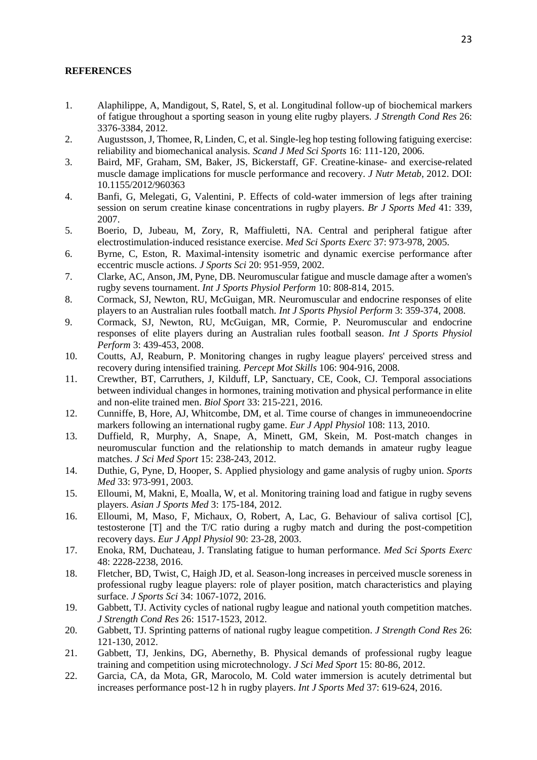**REFERENCES**

1. Alaphilippe, A, Mandigout, S, Ratel, S, et al. Longitudinal follow-up of biochemical markers of fatigue throughout a sporting season in young elite rugby players. *J Strength Cond Res* 26: 3376-3384, 2012.
2. Augustsson, J, Thomee, R, Linden, C, et al. Single-leg hop testing following fatiguing exercise: reliability and biomechanical analysis. *Scand J Med Sci Sports* 16: 111-120, 2006.
3. Baird, MF, Graham, SM, Baker, JS, Bickerstaff, GF. Creatine-kinase- and exercise-related muscle damage implications for muscle performance and recovery. *J Nutr Metab*, 2012. DOI: 10.1155/2012/960363
4. Banfi, G, Melegati, G, Valentini, P. Effects of cold-water immersion of legs after training session on serum creatine kinase concentrations in rugby players. *Br J Sports Med* 41: 339, 2007.
5. Boerio, D, Jubeau, M, Zory, R, Maffiuletti, NA. Central and peripheral fatigue after electrostimulation-induced resistance exercise. *Med Sci Sports Exerc* 37: 973-978, 2005.
6. Byrne, C, Eston, R. Maximal-intensity isometric and dynamic exercise performance after eccentric muscle actions. *J Sports Sci* 20: 951-959, 2002.
7. Clarke, AC, Anson, JM, Pyne, DB. Neuromuscular fatigue and muscle damage after a women's rugby sevens tournament. *Int J Sports Physiol Perform* 10: 808-814, 2015.
8. Cormack, SJ, Newton, RU, McGuigan, MR. Neuromuscular and endocrine responses of elite players to an Australian rules football match. *Int J Sports Physiol Perform* 3: 359-374, 2008.
9. Cormack, SJ, Newton, RU, McGuigan, MR, Cormie, P. Neuromuscular and endocrine responses of elite players during an Australian rules football season. *Int J Sports Physiol Perform* 3: 439-453, 2008.
10. Coutts, AJ, Reaburn, P. Monitoring changes in rugby league players' perceived stress and recovery during intensified training. *Percept Mot Skills* 106: 904-916, 2008.
11. Crewther, BT, Carruthers, J, Kilduff, LP, Sanctuary, CE, Cook, CJ. Temporal associations between individual changes in hormones, training motivation and physical performance in elite and non-elite trained men. *Biol Sport* 33: 215-221, 2016.
12. Cunniffe, B, Hore, AJ, Whitcombe, DM, et al. Time course of changes in immuneoendocrine markers following an international rugby game. *Eur J Appl Physiol* 108: 113, 2010.
13. Duffield, R, Murphy, A, Snape, A, Minett, GM, Skein, M. Post-match changes in neuromuscular function and the relationship to match demands in amateur rugby league matches. *J Sci Med Sport* 15: 238-243, 2012.
14. Duthie, G, Pyne, D, Hooper, S. Applied physiology and game analysis of rugby union. *Sports Med* 33: 973-991, 2003.
15. Elloumi, M, Makni, E, Moalla, W, et al. Monitoring training load and fatigue in rugby sevens players. *Asian J Sports Med* 3: 175-184, 2012.
16. Elloumi, M, Maso, F, Michaux, O, Robert, A, Lac, G. Behaviour of saliva cortisol [C], testosterone [T] and the T/C ratio during a rugby match and during the post-competition recovery days. *Eur J Appl Physiol* 90: 23-28, 2003.
17. Enoka, RM, Duchateau, J. Translating fatigue to human performance. *Med Sci Sports Exerc* 48: 2228-2238, 2016.
18. Fletcher, BD, Twist, C, Haigh JD, et al. Season-long increases in perceived muscle soreness in professional rugby league players: role of player position, match characteristics and playing surface. *J Sports Sci* 34: 1067-1072, 2016.
19. Gabbett, TJ. Activity cycles of national rugby league and national youth competition matches. *J Strength Cond Res* 26: 1517-1523, 2012.
20. Gabbett, TJ. Sprinting patterns of national rugby league competition. *J Strength Cond Res* 26: 121-130, 2012.
21. Gabbett, TJ, Jenkins, DG, Abernethy, B. Physical demands of professional rugby league training and competition using microtechnology. *J Sci Med Sport* 15: 80-86, 2012.
22. Garcia, CA, da Mota, GR, Marocolo, M. Cold water immersion is acutely detrimental but increases performance post-12 h in rugby players. *Int J Sports Med* 37: 619-624, 2016.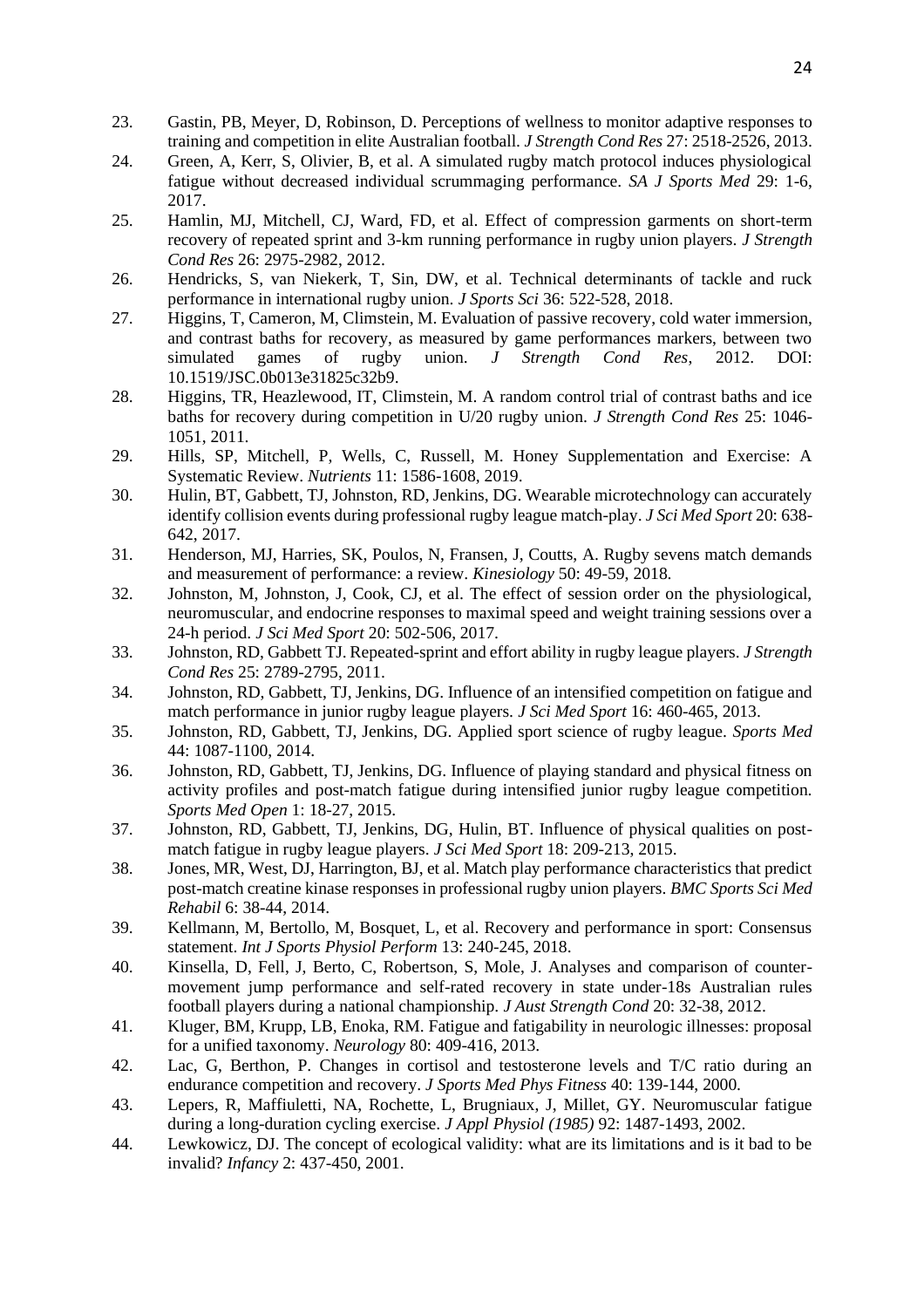23. Gastin, PB, Meyer, D, Robinson, D. Perceptions of wellness to monitor adaptive responses to training and competition in elite Australian football. *J Strength Cond Res* 27: 2518-2526, 2013.
24. Green, A, Kerr, S, Olivier, B, et al. A simulated rugby match protocol induces physiological fatigue without decreased individual scrummaging performance. *SA J Sports Med* 29: 1-6, 2017.
25. Hamlin, MJ, Mitchell, CJ, Ward, FD, et al. Effect of compression garments on short-term recovery of repeated sprint and 3-km running performance in rugby union players. *J Strength Cond Res* 26: 2975-2982, 2012.
26. Hendricks, S, van Niekerk, T, Sin, DW, et al. Technical determinants of tackle and ruck performance in international rugby union. *J Sports Sci* 36: 522-528, 2018.
27. Higgins, T, Cameron, M, Climstein, M. Evaluation of passive recovery, cold water immersion, and contrast baths for recovery, as measured by game performances markers, between two simulated games of rugby union. *J Strength Cond Res*, 2012. DOI: 10.1519/JSC.0b013e31825c32b9.
28. Higgins, TR, Heazlewood, IT, Climstein, M. A random control trial of contrast baths and ice baths for recovery during competition in U/20 rugby union. *J Strength Cond Res* 25: 1046-1051, 2011.
29. Hills, SP, Mitchell, P, Wells, C, Russell, M. Honey Supplementation and Exercise: A Systematic Review. *Nutrients* 11: 1586-1608, 2019.
30. Hulin, BT, Gabbett, TJ, Johnston, RD, Jenkins, DG. Wearable microtechnology can accurately identify collision events during professional rugby league match-play. *J Sci Med Sport* 20: 638-642, 2017.
31. Henderson, MJ, Harries, SK, Poulos, N, Fransen, J, Coutts, A. Rugby sevens match demands and measurement of performance: a review. *Kinesiology* 50: 49-59, 2018.
32. Johnston, M, Johnston, J, Cook, CJ, et al. The effect of session order on the physiological, neuromuscular, and endocrine responses to maximal speed and weight training sessions over a 24-h period. *J Sci Med Sport* 20: 502-506, 2017.
33. Johnston, RD, Gabbett TJ. Repeated-sprint and effort ability in rugby league players. *J Strength Cond Res* 25: 2789-2795, 2011.
34. Johnston, RD, Gabbett, TJ, Jenkins, DG. Influence of an intensified competition on fatigue and match performance in junior rugby league players. *J Sci Med Sport* 16: 460-465, 2013.
35. Johnston, RD, Gabbett, TJ, Jenkins, DG. Applied sport science of rugby league. *Sports Med* 44: 1087-1100, 2014.
36. Johnston, RD, Gabbett, TJ, Jenkins, DG. Influence of playing standard and physical fitness on activity profiles and post-match fatigue during intensified junior rugby league competition. *Sports Med Open* 1: 18-27, 2015.
37. Johnston, RD, Gabbett, TJ, Jenkins, DG, Hulin, BT. Influence of physical qualities on post-match fatigue in rugby league players. *J Sci Med Sport* 18: 209-213, 2015.
38. Jones, MR, West, DJ, Harrington, BJ, et al. Match play performance characteristics that predict post-match creatine kinase responses in professional rugby union players. *BMC Sports Sci Med Rehabil* 6: 38-44, 2014.
39. Kellmann, M, Bertollo, M, Bosquet, L, et al. Recovery and performance in sport: Consensus statement. *Int J Sports Physiol Perform* 13: 240-245, 2018.
40. Kinsella, D, Fell, J, Berto, C, Robertson, S, Mole, J. Analyses and comparison of counter-movement jump performance and self-rated recovery in state under-18s Australian rules football players during a national championship. *J Aust Strength Cond* 20: 32-38, 2012.
41. Kluger, BM, Krupp, LB, Enoka, RM. Fatigue and fatigability in neurologic illnesses: proposal for a unified taxonomy. *Neurology* 80: 409-416, 2013.
42. Lac, G, Berthon, P. Changes in cortisol and testosterone levels and T/C ratio during an endurance competition and recovery. *J Sports Med Phys Fitness* 40: 139-144, 2000.
43. Lepers, R, Maffiuletti, NA, Rochette, L, Brugniaux, J, Millet, GY. Neuromuscular fatigue during a long-duration cycling exercise. *J Appl Physiol (1985)* 92: 1487-1493, 2002.
44. Lewkowicz, DJ. The concept of ecological validity: what are its limitations and is it bad to be invalid? *Infancy* 2: 437-450, 2001.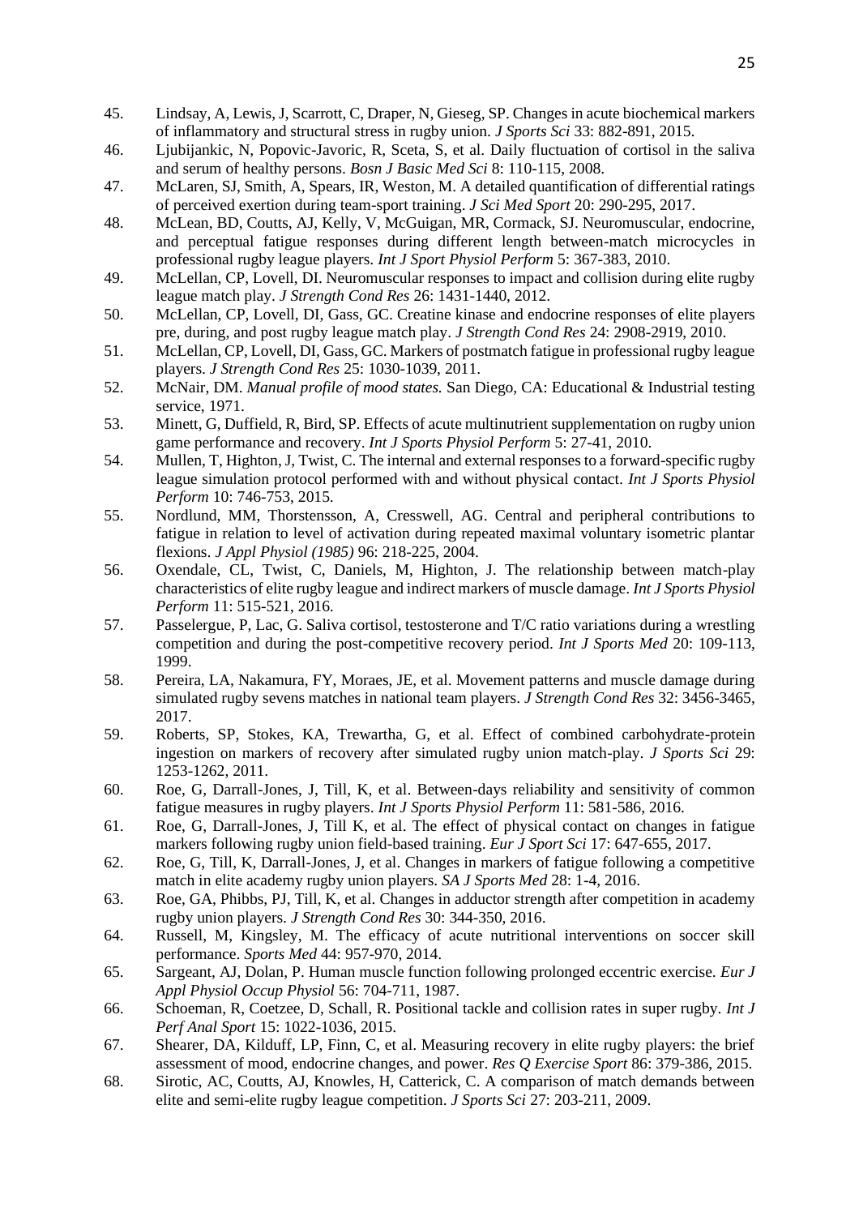45. Lindsay, A, Lewis, J, Scarrott, C, Draper, N, Gieseg, SP. Changes in acute biochemical markers of inflammatory and structural stress in rugby union. *J Sports Sci* 33: 882-891, 2015.
46. Ljubijankic, N, Popovic-Javoric, R, Sceta, S, et al. Daily fluctuation of cortisol in the saliva and serum of healthy persons. *Bosn J Basic Med Sci* 8: 110-115, 2008.
47. McLaren, SJ, Smith, A, Spears, IR, Weston, M. A detailed quantification of differential ratings of perceived exertion during team-sport training. *J Sci Med Sport* 20: 290-295, 2017.
48. McLean, BD, Coutts, AJ, Kelly, V, McGuigan, MR, Cormack, SJ. Neuromuscular, endocrine, and perceptual fatigue responses during different length between-match microcycles in professional rugby league players. *Int J Sport Physiol Perform* 5: 367-383, 2010.
49. McLellan, CP, Lovell, DI. Neuromuscular responses to impact and collision during elite rugby league match play. *J Strength Cond Res* 26: 1431-1440, 2012.
50. McLellan, CP, Lovell, DI, Gass, GC. Creatine kinase and endocrine responses of elite players pre, during, and post rugby league match play. *J Strength Cond Res* 24: 2908-2919, 2010.
51. McLellan, CP, Lovell, DI, Gass, GC. Markers of postmatch fatigue in professional rugby league players. *J Strength Cond Res* 25: 1030-1039, 2011.
52. McNair, DM. *Manual profile of mood states.* San Diego, CA: Educational & Industrial testing service, 1971.
53. Minett, G, Duffield, R, Bird, SP. Effects of acute multinutrient supplementation on rugby union game performance and recovery. *Int J Sports Physiol Perform* 5: 27-41, 2010.
54. Mullen, T, Highton, J, Twist, C. The internal and external responses to a forward-specific rugby league simulation protocol performed with and without physical contact. *Int J Sports Physiol Perform* 10: 746-753, 2015.
55. Nordlund, MM, Thorstensson, A, Cresswell, AG. Central and peripheral contributions to fatigue in relation to level of activation during repeated maximal voluntary isometric plantar flexions. *J Appl Physiol (1985)* 96: 218-225, 2004.
56. Oxendale, CL, Twist, C, Daniels, M, Highton, J. The relationship between match-play characteristics of elite rugby league and indirect markers of muscle damage. *Int J Sports Physiol Perform* 11: 515-521, 2016.
57. Passelergue, P, Lac, G. Saliva cortisol, testosterone and T/C ratio variations during a wrestling competition and during the post-competitive recovery period. *Int J Sports Med* 20: 109-113, 1999.
58. Pereira, LA, Nakamura, FY, Moraes, JE, et al. Movement patterns and muscle damage during simulated rugby sevens matches in national team players. *J Strength Cond Res* 32: 3456-3465, 2017.
59. Roberts, SP, Stokes, KA, Trewartha, G, et al. Effect of combined carbohydrate-protein ingestion on markers of recovery after simulated rugby union match-play. *J Sports Sci* 29: 1253-1262, 2011.
60. Roe, G, Darrall-Jones, J, Till, K, et al. Between-days reliability and sensitivity of common fatigue measures in rugby players. *Int J Sports Physiol Perform* 11: 581-586, 2016.
61. Roe, G, Darrall-Jones, J, Till K, et al. The effect of physical contact on changes in fatigue markers following rugby union field-based training. *Eur J Sport Sci* 17: 647-655, 2017.
62. Roe, G, Till, K, Darrall-Jones, J, et al. Changes in markers of fatigue following a competitive match in elite academy rugby union players. *SA J Sports Med* 28: 1-4, 2016.
63. Roe, GA, Phibbs, PJ, Till, K, et al. Changes in adductor strength after competition in academy rugby union players. *J Strength Cond Res* 30: 344-350, 2016.
64. Russell, M, Kingsley, M. The efficacy of acute nutritional interventions on soccer skill performance. *Sports Med* 44: 957-970, 2014.
65. Sargeant, AJ, Dolan, P. Human muscle function following prolonged eccentric exercise. *Eur J Appl Physiol Occup Physiol* 56: 704-711, 1987.
66. Schoeman, R, Coetzee, D, Schall, R. Positional tackle and collision rates in super rugby. *Int J Perf Anal Sport* 15: 1022-1036, 2015.
67. Shearer, DA, Kilduff, LP, Finn, C, et al. Measuring recovery in elite rugby players: the brief assessment of mood, endocrine changes, and power. *Res Q Exercise Sport* 86: 379-386, 2015.
68. Sirotic, AC, Coutts, AJ, Knowles, H, Catterick, C. A comparison of match demands between elite and semi-elite rugby league competition. *J Sports Sci* 27: 203-211, 2009.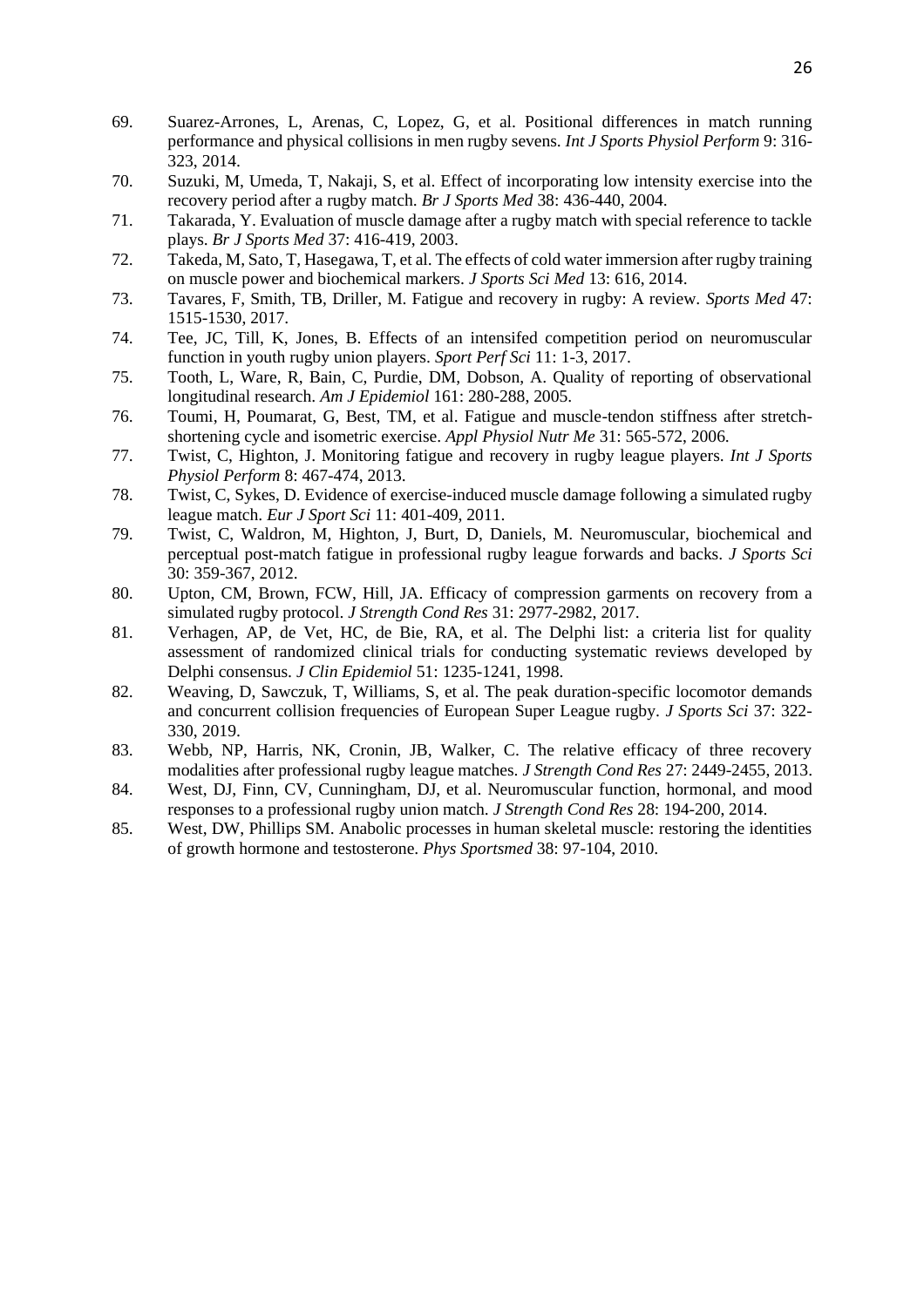69. Suarez-Arrones, L, Arenas, C, Lopez, G, et al. Positional differences in match running performance and physical collisions in men rugby sevens. *Int J Sports Physiol Perform* 9: 316-323, 2014.
70. Suzuki, M, Umeda, T, Nakaji, S, et al. Effect of incorporating low intensity exercise into the recovery period after a rugby match. *Br J Sports Med* 38: 436-440, 2004.
71. Takarada, Y. Evaluation of muscle damage after a rugby match with special reference to tackle plays. *Br J Sports Med* 37: 416-419, 2003.
72. Takeda, M, Sato, T, Hasegawa, T, et al. The effects of cold water immersion after rugby training on muscle power and biochemical markers. *J Sports Sci Med* 13: 616, 2014.
73. Tavares, F, Smith, TB, Driller, M. Fatigue and recovery in rugby: A review. *Sports Med* 47: 1515-1530, 2017.
74. Tee, JC, Till, K, Jones, B. Effects of an intensifed competition period on neuromuscular function in youth rugby union players. *Sport Perf Sci* 11: 1-3, 2017.
75. Tooth, L, Ware, R, Bain, C, Purdie, DM, Dobson, A. Quality of reporting of observational longitudinal research. *Am J Epidemiol* 161: 280-288, 2005.
76. Toumi, H, Poumarat, G, Best, TM, et al. Fatigue and muscle-tendon stiffness after stretch-shortening cycle and isometric exercise. *Appl Physiol Nutr Me* 31: 565-572, 2006.
77. Twist, C, Highton, J. Monitoring fatigue and recovery in rugby league players. *Int J Sports Physiol Perform* 8: 467-474, 2013.
78. Twist, C, Sykes, D. Evidence of exercise-induced muscle damage following a simulated rugby league match. *Eur J Sport Sci* 11: 401-409, 2011.
79. Twist, C, Waldron, M, Highton, J, Burt, D, Daniels, M. Neuromuscular, biochemical and perceptual post-match fatigue in professional rugby league forwards and backs. *J Sports Sci* 30: 359-367, 2012.
80. Upton, CM, Brown, FCW, Hill, JA. Efficacy of compression garments on recovery from a simulated rugby protocol. *J Strength Cond Res* 31: 2977-2982, 2017.
81. Verhagen, AP, de Vet, HC, de Bie, RA, et al. The Delphi list: a criteria list for quality assessment of randomized clinical trials for conducting systematic reviews developed by Delphi consensus. *J Clin Epidemiol* 51: 1235-1241, 1998.
82. Weaving, D, Sawczuk, T, Williams, S, et al. The peak duration-specific locomotor demands and concurrent collision frequencies of European Super League rugby. *J Sports Sci* 37: 322-330, 2019.
83. Webb, NP, Harris, NK, Cronin, JB, Walker, C. The relative efficacy of three recovery modalities after professional rugby league matches. *J Strength Cond Res* 27: 2449-2455, 2013.
84. West, DJ, Finn, CV, Cunningham, DJ, et al. Neuromuscular function, hormonal, and mood responses to a professional rugby union match. *J Strength Cond Res* 28: 194-200, 2014.
85. West, DW, Phillips SM. Anabolic processes in human skeletal muscle: restoring the identities of growth hormone and testosterone. *Phys Sportsmed* 38: 97-104, 2010.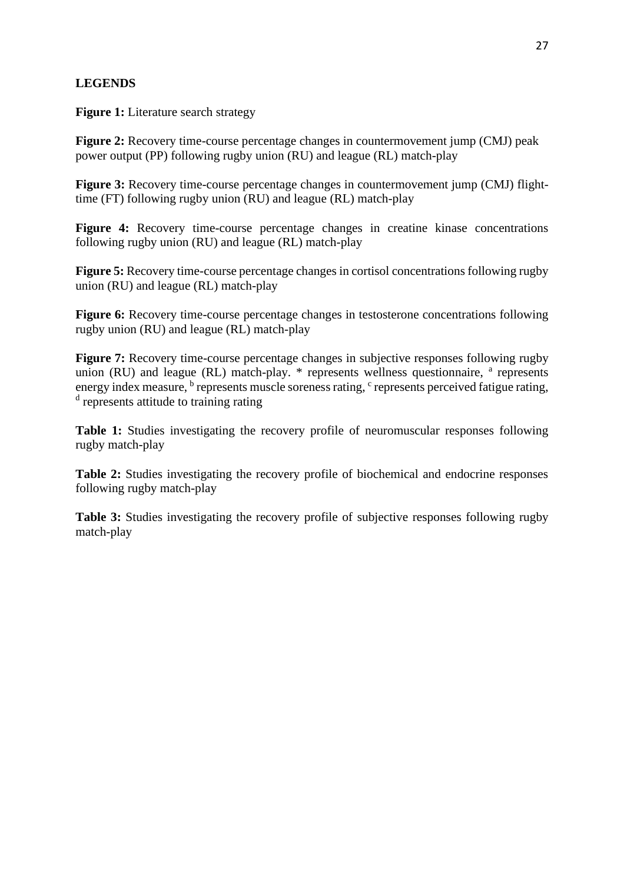**LEGENDS**

**Figure 1:** Literature search strategy

**Figure 2:** Recovery time-course percentage changes in countermovement jump (CMJ) peak power output (PP) following rugby union (RU) and league (RL) match-play

**Figure 3:** Recovery time-course percentage changes in countermovement jump (CMJ) flight-time (FT) following rugby union (RU) and league (RL) match-play

**Figure 4:** Recovery time-course percentage changes in creatine kinase concentrations following rugby union (RU) and league (RL) match-play

**Figure 5:** Recovery time-course percentage changes in cortisol concentrations following rugby union (RU) and league (RL) match-play

**Figure 6:** Recovery time-course percentage changes in testosterone concentrations following rugby union (RU) and league (RL) match-play

**Figure 7:** Recovery time-course percentage changes in subjective responses following rugby union (RU) and league (RL) match-play. * represents wellness questionnaire, [a] represents energy index measure, [b] represents muscle soreness rating, [c] represents perceived fatigue rating, [d] represents attitude to training rating

**Table 1:** Studies investigating the recovery profile of neuromuscular responses following rugby match-play

**Table 2:** Studies investigating the recovery profile of biochemical and endocrine responses following rugby match-play

**Table 3:** Studies investigating the recovery profile of subjective responses following rugby match-play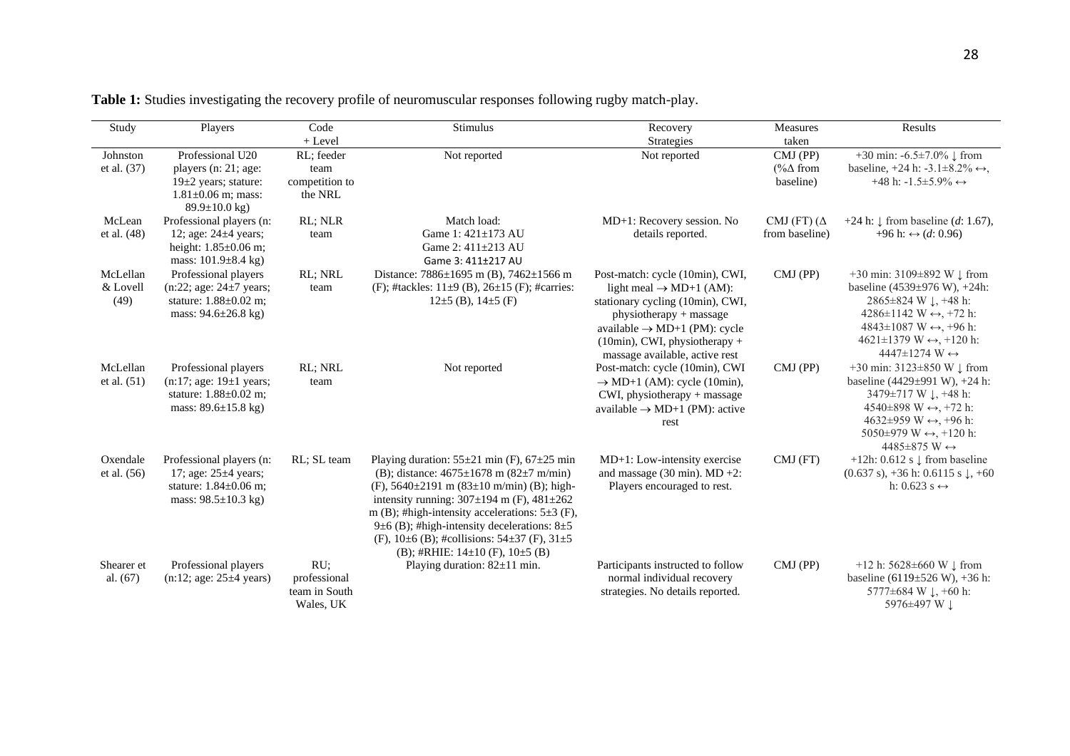**Table 1:** Studies investigating the recovery profile of neuromuscular responses following rugby match-play.

| Study | Players | Code + Level | Stimulus | Recovery Strategies | Measures taken | Results |
|---|---|---|---|---|---|---|
| Johnston et al. (37) | Professional U20 players (n: 21; age: 19±2 years; stature: 1.81±0.06 m; mass: 89.9±10.0 kg) | RL; feeder team competition to the NRL | Not reported | Not reported | CMJ (PP) (%Δ from baseline) | +30 min: -6.5±7.0% ↓ from baseline, +24 h: -3.1±8.2% ↔, +48 h: -1.5±5.9% ↔ |
| McLean et al. (48) | Professional players (n: 12; age: 24±4 years; height: 1.85±0.06 m; mass: 101.9±8.4 kg) | RL; NLR team | Match load: Game 1: 421±173 AU Game 2: 411±213 AU Game 3: 411±217 AU | MD+1: Recovery session. No details reported. | CMJ (FT) (Δ from baseline) | +24 h: ↓ from baseline (*d*: 1.67), +96 h: ↔ (*d*: 0.96) |
| McLellan & Lovell (49) | Professional players (n:22; age: 24±7 years; stature: 1.88±0.02 m; mass: 94.6±26.8 kg) | RL; NRL team | Distance: 7886±1695 m (B), 7462±1566 m (F); #tackles: 11±9 (B), 26±15 (F); #carries: 12±5 (B), 14±5 (F) | Post-match: cycle (10min), CWI, light meal → MD+1 (AM): stationary cycling (10min), CWI, physiotherapy + massage available → MD+1 (PM): cycle (10min), CWI, physiotherapy + massage available, active rest | CMJ (PP) | +30 min: 3109±892 W ↓ from baseline (4539±976 W), +24h: 2865±824 W ↓, +48 h: 4286±1142 W ↔, +72 h: 4843±1087 W ↔, +96 h: 4621±1379 W ↔, +120 h: 4447±1274 W ↔ |
| McLellan et al. (51) | Professional players (n:17; age: 19±1 years; stature: 1.88±0.02 m; mass: 89.6±15.8 kg) | RL; NRL team | Not reported | Post-match: cycle (10min), CWI → MD+1 (AM): cycle (10min), CWI, physiotherapy + massage available → MD+1 (PM): active rest | CMJ (PP) | +30 min: 3123±850 W ↓ from baseline (4429±991 W), +24 h: 3479±717 W ↓, +48 h: 4540±898 W ↔, +72 h: 4632±959 W ↔, +96 h: 5050±979 W ↔, +120 h: 4485±875 W ↔ |
| Oxendale et al. (56) | Professional players (n: 17; age: 25±4 years; stature: 1.84±0.06 m; mass: 98.5±10.3 kg) | RL; SL team | Playing duration: 55±21 min (F), 67±25 min (B); distance: 4675±1678 m (82±7 m/min) (F), 5640±2191 m (83±10 m/min) (B); high-intensity running: 307±194 m (F), 481±262 m (B); #high-intensity accelerations: 5±3 (F), 9±6 (B); #high-intensity decelerations: 8±5 (F), 10±6 (B); #collisions: 54±37 (F), 31±5 (B); #RHIE: 14±10 (F), 10±5 (B) | MD+1: Low-intensity exercise and massage (30 min). MD +2: Players encouraged to rest. | CMJ (FT) | +12h: 0.612 s ↓ from baseline (0.637 s), +36 h: 0.6115 s ↓, +60 h: 0.623 s ↔ |
| Shearer et al. (67) | Professional players (n:12; age: 25±4 years) | RU; professional team in South Wales, UK | Playing duration: 82±11 min. | Participants instructed to follow normal individual recovery strategies. No details reported. | CMJ (PP) | +12 h: 5628±660 W ↓ from baseline (6119±526 W), +36 h: 5777±684 W ↓, +60 h: 5976±497 W ↓ |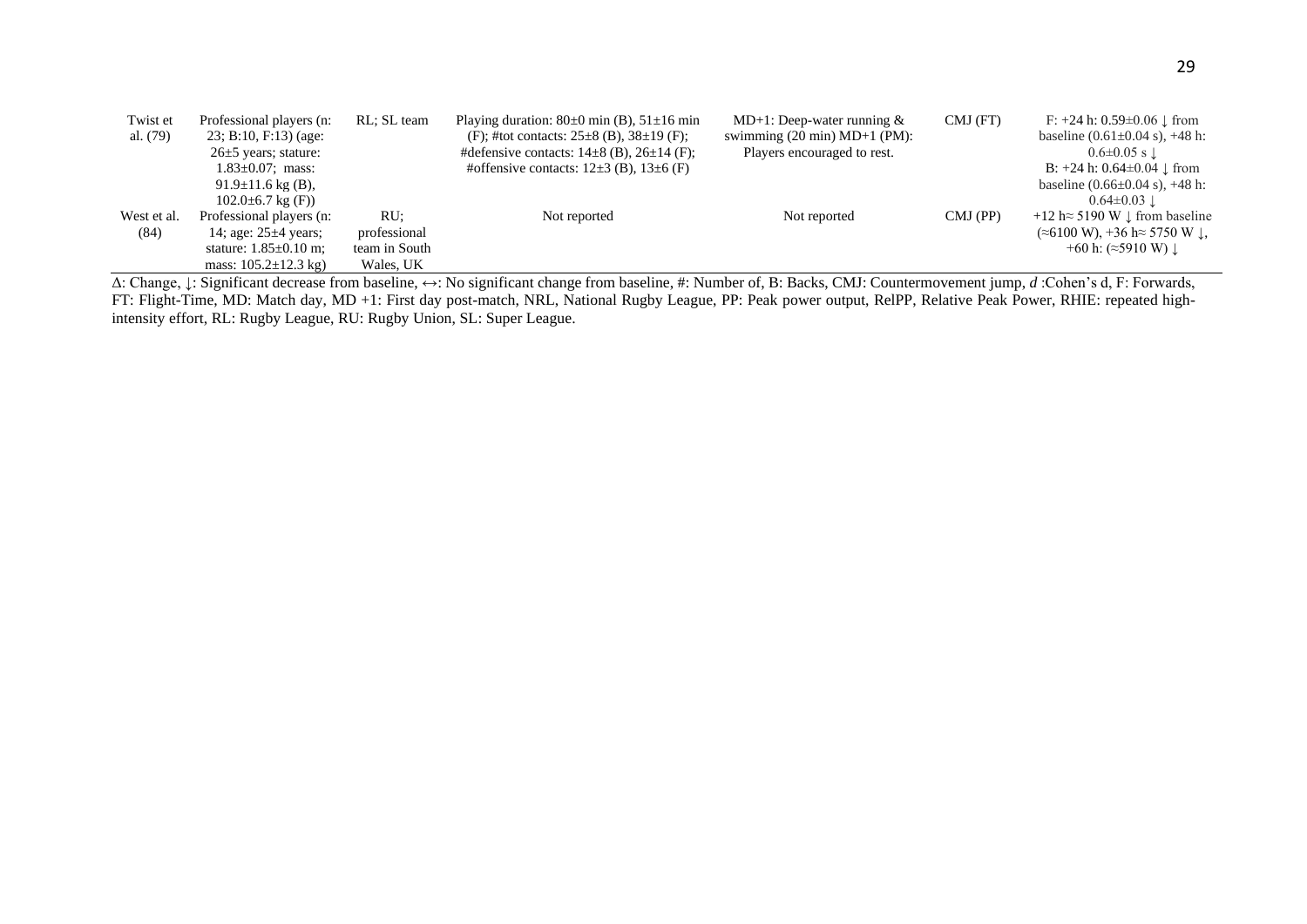| | | | | | | |
|---|---|---|---|---|---|---|
| Twist et al. (79) | Professional players (n: 23; B:10, F:13) (age: 26±5 years; stature: 1.83±0.07; mass: 91.9±11.6 kg (B), 102.0±6.7 kg (F)) | RL; SL team | Playing duration: 80±0 min (B), 51±16 min (F); #tot contacts: 25±8 (B), 38±19 (F); #defensive contacts: 14±8 (B), 26±14 (F); #offensive contacts: 12±3 (B), 13±6 (F) | MD+1: Deep-water running & swimming (20 min) MD+1 (PM): Players encouraged to rest. | CMJ (FT) | F: +24 h: 0.59±0.06 ↓ from baseline (0.61±0.04 s), +48 h: 0.6±0.05 s ↓ B: +24 h: 0.64±0.04 ↓ from baseline (0.66±0.04 s), +48 h: 0.64±0.03 ↓ |
| West et al. (84) | Professional players (n: 14; age: 25±4 years; stature: 1.85±0.10 m; mass: 105.2±12.3 kg) | RU; professional team in South Wales, UK | Not reported | Not reported | CMJ (PP) | +12 h≈ 5190 W ↓ from baseline (≈6100 W), +36 h≈ 5750 W ↓, +60 h: (≈5910 W) ↓ |

Δ: Change, ↓: Significant decrease from baseline, ↔: No significant change from baseline, #: Number of, B: Backs, CMJ: Countermovement jump, *d* :Cohen's d, F: Forwards, FT: Flight-Time, MD: Match day, MD +1: First day post-match, NRL, National Rugby League, PP: Peak power output, RelPP, Relative Peak Power, RHIE: repeated high-intensity effort, RL: Rugby League, RU: Rugby Union, SL: Super League.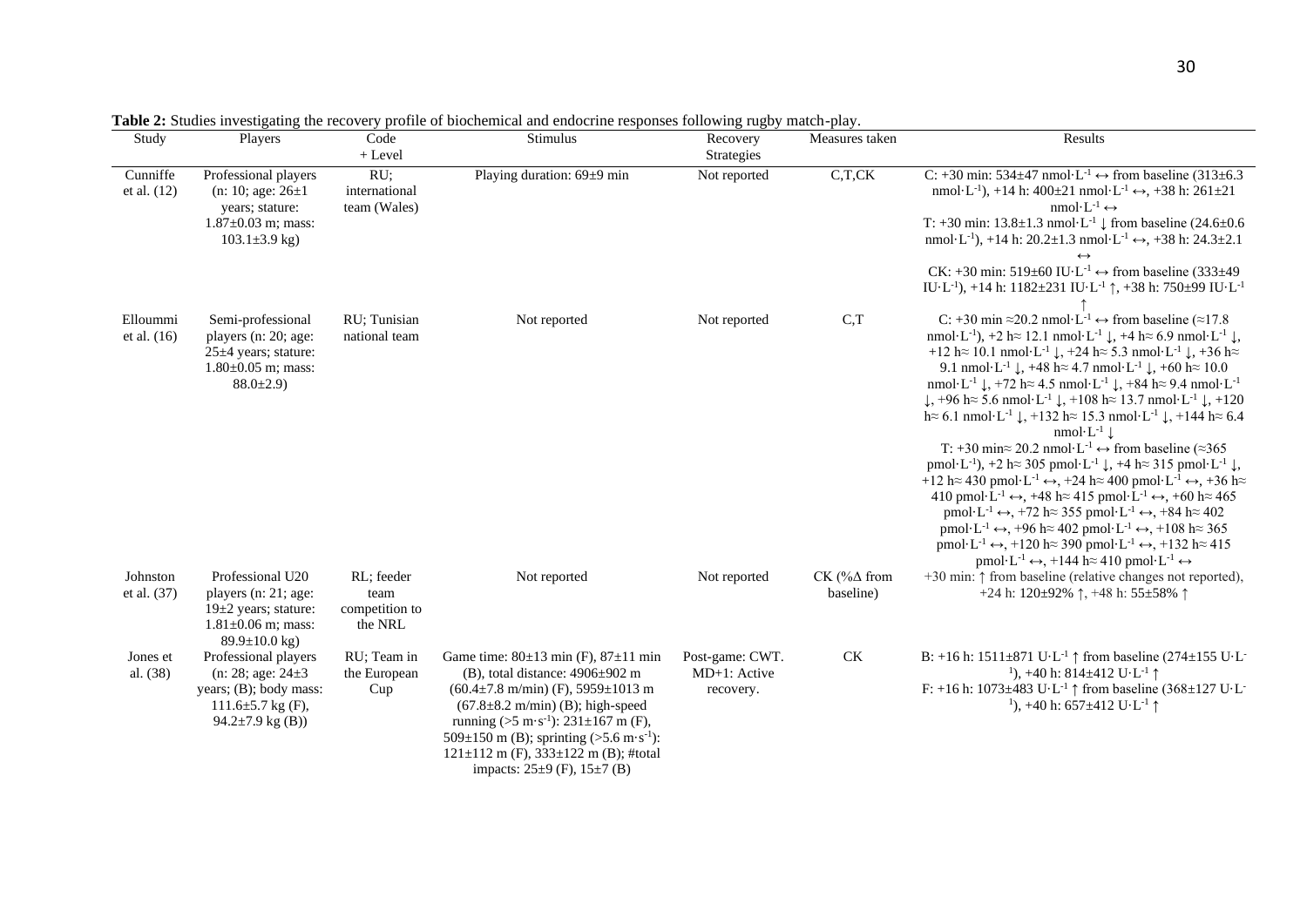**Table 2:** Studies investigating the recovery profile of biochemical and endocrine responses following rugby match-play.

| Study | Players | Code + Level | Stimulus | Recovery Strategies | Measures taken | Results |
|---|---|---|---|---|---|---|
| Cunniffe et al. (12) | Professional players (n: 10; age: 26±1 years; stature: 1.87±0.03 m; mass: 103.1±3.9 kg) | RU; international team (Wales) | Playing duration: 69±9 min | Not reported | C,T,CK | C: +30 min: 534±47 nmol·L$^{-1}$ ↔ from baseline (313±6.3 nmol·L$^{-1}$), +14 h: 400±21 nmol·L$^{-1}$ ↔, +38 h: 261±21 nmol·L$^{-1}$ ↔<br>T: +30 min: 13.8±1.3 nmol·L$^{-1}$ ↓ from baseline (24.6±0.6 nmol·L$^{-1}$), +14 h: 20.2±1.3 nmol·L$^{-1}$ ↔, +38 h: 24.3±2.1 ↔<br>CK: +30 min: 519±60 IU·L$^{-1}$ ↔ from baseline (333±49 IU·L$^{-1}$), +14 h: 1182±231 IU·L$^{-1}$ ↑, +38 h: 750±99 IU·L$^{-1}$ ↑ |
| Elloummi et al. (16) | Semi-professional players (n: 20; age: 25±4 years; stature: 1.80±0.05 m; mass: 88.0±2.9) | RU; Tunisian national team | Not reported | Not reported | C,T | C: +30 min ≈20.2 nmol·L$^{-1}$ ↔ from baseline (≈17.8 nmol·L$^{-1}$), +2 h≈ 12.1 nmol·L$^{-1}$ ↓, +4 h≈ 6.9 nmol·L$^{-1}$ ↓, +12 h≈ 10.1 nmol·L$^{-1}$ ↓, +24 h≈ 5.3 nmol·L$^{-1}$ ↓, +36 h≈ 9.1 nmol·L$^{-1}$ ↓, +48 h≈ 4.7 nmol·L$^{-1}$ ↓, +60 h≈ 10.0 nmol·L$^{-1}$ ↓, +72 h≈ 4.5 nmol·L$^{-1}$ ↓, +84 h≈ 9.4 nmol·L$^{-1}$ ↓, +96 h≈ 5.6 nmol·L$^{-1}$ ↓, +108 h≈ 13.7 nmol·L$^{-1}$ ↓, +120 h≈ 6.1 nmol·L$^{-1}$ ↓, +132 h≈ 15.3 nmol·L$^{-1}$ ↓, +144 h≈ 6.4 nmol·L$^{-1}$ ↓<br>T: +30 min≈ 20.2 nmol·L$^{-1}$ ↔ from baseline (≈365 pmol·L$^{-1}$), +2 h≈ 305 pmol·L$^{-1}$ ↓, +4 h≈ 315 pmol·L$^{-1}$ ↓, +12 h≈ 430 pmol·L$^{-1}$ ↔, +24 h≈ 400 pmol·L$^{-1}$ ↔, +36 h≈ 410 pmol·L$^{-1}$ ↔, +48 h≈ 415 pmol·L$^{-1}$ ↔, +60 h≈ 465 pmol·L$^{-1}$ ↔, +72 h≈ 355 pmol·L$^{-1}$ ↔, +84 h≈ 402 pmol·L$^{-1}$ ↔, +96 h≈ 402 pmol·L$^{-1}$ ↔, +108 h≈ 365 pmol·L$^{-1}$ ↔, +120 h≈ 390 pmol·L$^{-1}$ ↔, +132 h≈ 415 pmol·L$^{-1}$ ↔, +144 h≈ 410 pmol·L$^{-1}$ ↔ |
| Johnston et al. (37) | Professional U20 players (n: 21; age: 19±2 years; stature: 1.81±0.06 m; mass: 89.9±10.0 kg) | RL; feeder team competition to the NRL | Not reported | Not reported | CK (%Δ from baseline) | +30 min: ↑ from baseline (relative changes not reported), +24 h: 120±92% ↑, +48 h: 55±58% ↑ |
| Jones et al. (38) | Professional players (n: 28; age: 24±3 years; (B); body mass: 111.6±5.7 kg (F), 94.2±7.9 kg (B)) | RU; Team in the European Cup | Game time: 80±13 min (F), 87±11 min (B), total distance: 4906±902 m (60.4±7.8 m/min) (F), 5959±1013 m (67.8±8.2 m/min) (B); high-speed running (>5 m·s$^{-1}$): 231±167 m (F), 509±150 m (B); sprinting (>5.6 m·s$^{-1}$): 121±112 m (F), 333±122 m (B); #total impacts: 25±9 (F), 15±7 (B) | Post-game: CWT. MD+1: Active recovery. | CK | B: +16 h: 1511±871 U·L$^{-1}$ ↑ from baseline (274±155 U·L$^{-1}$), +40 h: 814±412 U·L$^{-1}$ ↑<br>F: +16 h: 1073±483 U·L$^{-1}$ ↑ from baseline (368±127 U·L$^{-1}$), +40 h: 657±412 U·L$^{-1}$ ↑ |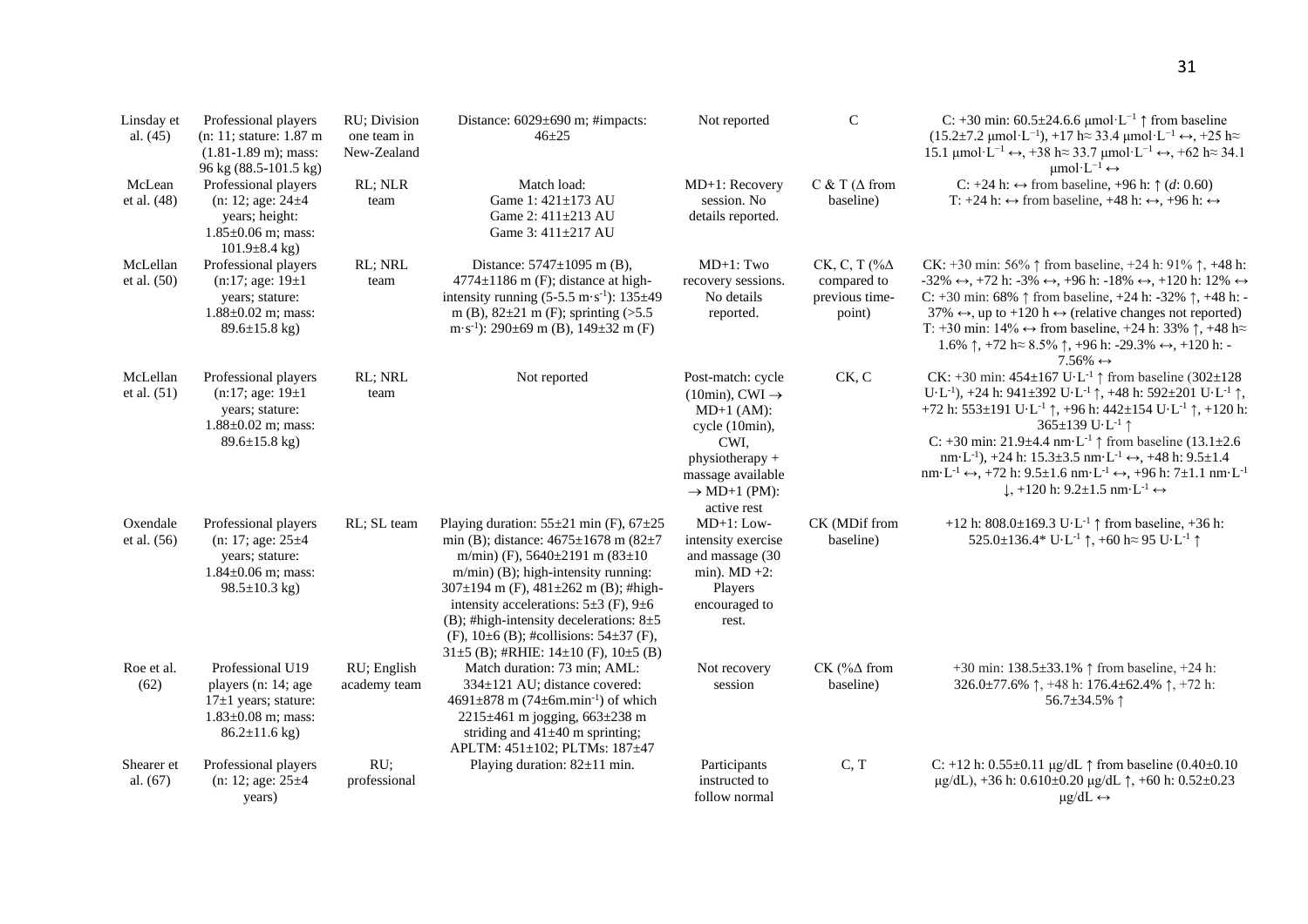| Linsday et al. (45) | Professional players (n: 11; stature: 1.87 m (1.81-1.89 m); mass: 96 kg (88.5-101.5 kg) | RU; Division one team in New-Zealand | Distance: 6029±690 m; #impacts: 46±25 | Not reported | C | C: +30 min: 60.5±24.6.6 μmol·L$^{-1}$ ↑ from baseline (15.2±7.2 μmol·L$^{-1}$), +17 h≈ 33.4 μmol·L$^{-1}$ ↔, +25 h≈ 15.1 μmol·L$^{-1}$ ↔, +38 h≈ 33.7 μmol·L$^{-1}$ ↔, +62 h≈ 34.1 μmol·L$^{-1}$ ↔ |
|---|---|---|---|---|---|---|
| McLean et al. (48) | Professional players (n: 12; age: 24±4 years; height: 1.85±0.06 m; mass: 101.9±8.4 kg) | RL; NLR team | Match load: Game 1: 421±173 AU Game 2: 411±213 AU Game 3: 411±217 AU | MD+1: Recovery session. No details reported. | C & T (Δ from baseline) | C: +24 h: ↔ from baseline, +96 h: ↑ (*d*: 0.60) T: +24 h: ↔ from baseline, +48 h: ↔, +96 h: ↔ |
| McLellan et al. (50) | Professional players (n:17; age: 19±1 years; stature: 1.88±0.02 m; mass: 89.6±15.8 kg) | RL; NRL team | Distance: 5747±1095 m (B), 4774±1186 m (F); distance at high-intensity running (5-5.5 m·s$^{-1}$): 135±49 m (B), 82±21 m (F); sprinting (>5.5 m·s$^{-1}$): 290±69 m (B), 149±32 m (F) | MD+1: Two recovery sessions. No details reported. | CK, C, T (%Δ compared to previous time-point) | CK: +30 min: 56% ↑ from baseline, +24 h: 91% ↑, +48 h: -32% ↔, +72 h: -3% ↔, +96 h: -18% ↔, +120 h: 12% ↔ C: +30 min: 68% ↑ from baseline, +24 h: -32% ↑, +48 h: -37% ↔, up to +120 h ↔ (relative changes not reported) T: +30 min: 14% ↔ from baseline, +24 h: 33% ↑, +48 h≈ 1.6% ↑, +72 h≈ 8.5% ↑, +96 h: -29.3% ↔, +120 h: -7.56% ↔ |
| McLellan et al. (51) | Professional players (n:17; age: 19±1 years; stature: 1.88±0.02 m; mass: 89.6±15.8 kg) | RL; NRL team | Not reported | Post-match: cycle (10min), CWI → MD+1 (AM): cycle (10min), CWI, physiotherapy + massage available → MD+1 (PM): active rest | CK, C | CK: +30 min: 454±167 U·L$^{-1}$ ↑ from baseline (302±128 U·L$^{-1}$), +24 h: 941±392 U·L$^{-1}$ ↑, +48 h: 592±201 U·L$^{-1}$ ↑, +72 h: 553±191 U·L$^{-1}$ ↑, +96 h: 442±154 U·L$^{-1}$ ↑, +120 h: 365±139 U·L$^{-1}$ ↑ C: +30 min: 21.9±4.4 nm·L$^{-1}$ ↑ from baseline (13.1±2.6 nm·L$^{-1}$), +24 h: 15.3±3.5 nm·L$^{-1}$ ↔, +48 h: 9.5±1.4 nm·L$^{-1}$ ↔, +72 h: 9.5±1.6 nm·L$^{-1}$ ↔, +96 h: 7±1.1 nm·L$^{-1}$ ↓, +120 h: 9.2±1.5 nm·L$^{-1}$ ↔ |
| Oxendale et al. (56) | Professional players (n: 17; age: 25±4 years; stature: 1.84±0.06 m; mass: 98.5±10.3 kg) | RL; SL team | Playing duration: 55±21 min (F), 67±25 min (B); distance: 4675±1678 m (82±7 m/min) (F), 5640±2191 m (83±10 m/min) (B); high-intensity running: 307±194 m (F), 481±262 m (B); #high-intensity accelerations: 5±3 (F), 9±6 (B); #high-intensity decelerations: 8±5 (F), 10±6 (B); #collisions: 54±37 (F), 31±5 (B); #RHIE: 14±10 (F), 10±5 (B) | MD+1: Low-intensity exercise and massage (30 min). MD +2: Players encouraged to rest. | CK (MDif from baseline) | +12 h: 808.0±169.3 U·L$^{-1}$ ↑ from baseline, +36 h: 525.0±136.4* U·L$^{-1}$ ↑, +60 h≈ 95 U·L$^{-1}$ ↑ |
| Roe et al. (62) | Professional U19 players (n: 14; age 17±1 years; stature: 1.83±0.08 m; mass: 86.2±11.6 kg) | RU; English academy team | Match duration: 73 min; AML: 334±121 AU; distance covered: 4691±878 m (74±6m.min$^{-1}$) of which 2215±461 m jogging, 663±238 m striding and 41±40 m sprinting; APLTM: 451±102; PLTMs: 187±47 | Not recovery session | CK (%Δ from baseline) | +30 min: 138.5±33.1% ↑ from baseline, +24 h: 326.0±77.6% ↑, +48 h: 176.4±62.4% ↑, +72 h: 56.7±34.5% ↑ |
| Shearer et al. (67) | Professional players (n: 12; age: 25±4 years) | RU; professional | Playing duration: 82±11 min. | Participants instructed to follow normal | C, T | C: +12 h: 0.55±0.11 μg/dL ↑ from baseline (0.40±0.10 μg/dL), +36 h: 0.610±0.20 μg/dL ↑, +60 h: 0.52±0.23 μg/dL ↔ |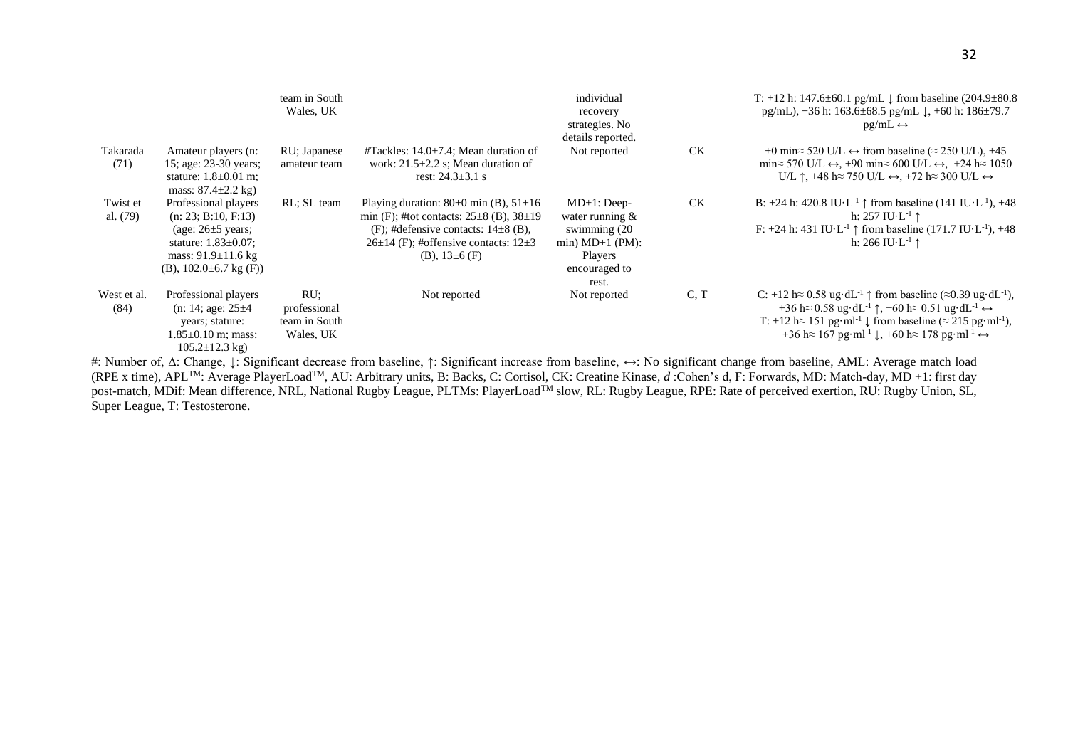|  |  | team in South Wales, UK |  | individual recovery strategies. No details reported. |  | T: +12 h: 147.6±60.1 pg/mL ↓ from baseline (204.9±80.8 pg/mL), +36 h: 163.6±68.5 pg/mL ↓, +60 h: 186±79.7 pg/mL ↔ |
|---|---|---|---|---|---|---|
| Takarada (71) | Amateur players (n: 15; age: 23-30 years; stature: 1.8±0.01 m; mass: 87.4±2.2 kg) | RU; Japanese amateur team | #Tackles: 14.0±7.4; Mean duration of work: 21.5±2.2 s; Mean duration of rest: 24.3±3.1 s | Not reported | CK | +0 min≈ 520 U/L ↔ from baseline (≈ 250 U/L), +45 min≈ 570 U/L ↔, +90 min≈ 600 U/L ↔, +24 h≈ 1050 U/L ↑, +48 h≈ 750 U/L ↔, +72 h≈ 300 U/L ↔ |
| Twist et al. (79) | Professional players (n: 23; B:10, F:13) (age: 26±5 years; stature: 1.83±0.07; mass: 91.9±11.6 kg (B), 102.0±6.7 kg (F)) | RL; SL team | Playing duration: 80±0 min (B), 51±16 min (F); #tot contacts: 25±8 (B), 38±19 (F); #defensive contacts: 14±8 (B), 26±14 (F); #offensive contacts: 12±3 (B), 13±6 (F) | MD+1: Deep-water running & swimming (20 min) MD+1 (PM): Players encouraged to rest. | CK | B: +24 h: 420.8 $IU \cdot L^{-1}$ ↑ from baseline (141 $IU \cdot L^{-1}$), +48 h: 257 $IU \cdot L^{-1}$ ↑<br>F: +24 h: 431 $IU \cdot L^{-1}$ ↑ from baseline (171.7 $IU \cdot L^{-1}$), +48 h: 266 $IU \cdot L^{-1}$ ↑ |
| West et al. (84) | Professional players (n: 14; age: 25±4 years; stature: 1.85±0.10 m; mass: 105.2±12.3 kg) | RU; professional team in South Wales, UK | Not reported | Not reported | C, T | C: +12 h≈ 0.58 $ug \cdot dL^{-1}$ ↑ from baseline (≈0.39 $ug \cdot dL^{-1}$), +36 h≈ 0.58 $ug \cdot dL^{-1}$ ↑, +60 h≈ 0.51 $ug \cdot dL^{-1}$ ↔<br>T: +12 h≈ 151 $pg \cdot ml^{-1}$ ↓ from baseline (≈ 215 $pg \cdot ml^{-1}$), +36 h≈ 167 $pg \cdot ml^{-1}$ ↓, +60 h≈ 178 $pg \cdot ml^{-1}$ ↔ |

#: Number of, Δ: Change, ↓: Significant decrease from baseline, ↑: Significant increase from baseline, ↔: No significant change from baseline, AML: Average match load (RPE x time), APL™: Average PlayerLoad™, AU: Arbitrary units, B: Backs, C: Cortisol, CK: Creatine Kinase, *d* :Cohen's d, F: Forwards, MD: Match-day, MD +1: first day post-match, MDif: Mean difference, NRL, National Rugby League, PLTMs: PlayerLoad™ slow, RL: Rugby League, RPE: Rate of perceived exertion, RU: Rugby Union, SL, Super League, T: Testosterone.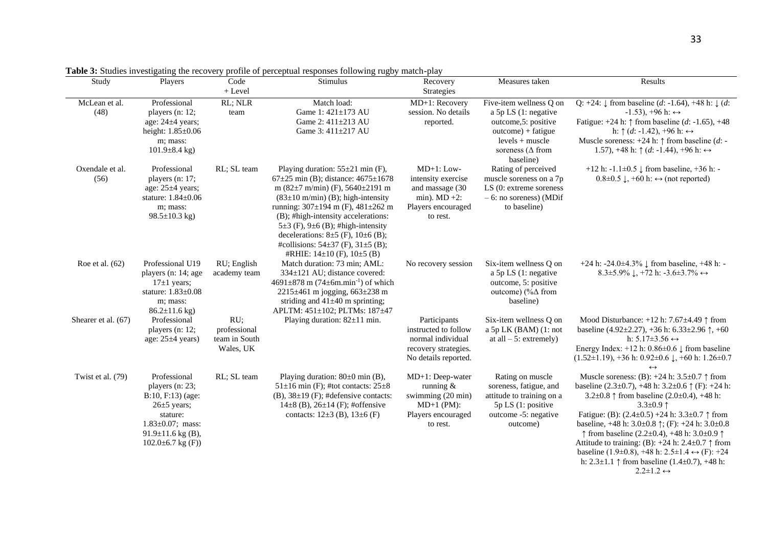**Table 3:** Studies investigating the recovery profile of perceptual responses following rugby match-play

| Study | Players | Code + Level | Stimulus | Recovery Strategies | Measures taken | Results |
|---|---|---|---|---|---|---|
| McLean et al. (48) | Professional players (n: 12; age: 24±4 years; height: 1.85±0.06 m; mass: 101.9±8.4 kg) | RL; NLR team | Match load: Game 1: 421±173 AU Game 2: 411±213 AU Game 3: 411±217 AU | MD+1: Recovery session. No details reported. | Five-item wellness Q on a 5p LS (1: negative outcome,5: positive outcome) + fatigue levels + muscle soreness (Δ from baseline) | Q: +24: ↓ from baseline (*d*: -1.64), +48 h: ↓ (*d*: -1.53), +96 h: ↔ Fatigue: +24 h: ↑ from baseline (*d*: -1.65), +48 h: ↑ (*d*: -1.42), +96 h: ↔ Muscle soreness: +24 h: ↑ from baseline (*d*: -1.57), +48 h: ↑ (*d*: -1.44), +96 h: ↔ |
| Oxendale et al. (56) | Professional players (n: 17; age: 25±4 years; stature: 1.84±0.06 m; mass: 98.5±10.3 kg) | RL; SL team | Playing duration: 55±21 min (F), 67±25 min (B); distance: 4675±1678 m (82±7 m/min) (F), 5640±2191 m (83±10 m/min) (B); high-intensity running: 307±194 m (F), 481±262 m (B); #high-intensity accelerations: 5±3 (F), 9±6 (B); #high-intensity decelerations: 8±5 (F), 10±6 (B); #collisions: 54±37 (F), 31±5 (B); #RHIE: 14±10 (F), 10±5 (B) | MD+1: Low-intensity exercise and massage (30 min). MD +2: Players encouraged to rest. | Rating of perceived muscle soreness on a 7p LS (0: extreme soreness – 6: no soreness) (MDif to baseline) | +12 h: -1.1±0.5 ↓ from baseline, +36 h: -0.8±0.5 ↓, +60 h: ↔ (not reported) |
| Roe et al. (62) | Professional U19 players (n: 14; age 17±1 years; stature: 1.83±0.08 m; mass: 86.2±11.6 kg) | RU; English academy team | Match duration: 73 min; AML: 334±121 AU; distance covered: 4691±878 m (74±6m.min$^{-1}$) of which 2215±461 m jogging, 663±238 m striding and 41±40 m sprinting; APLTM: 451±102; PLTMs: 187±47 | No recovery session | Six-item wellness Q on a 5p LS (1: negative outcome, 5: positive outcome) (%Δ from baseline) | +24 h: -24.0±4.3% ↓ from baseline, +48 h: -8.3±5.9% ↓, +72 h: -3.6±3.7% ↔ |
| Shearer et al. (67) | Professional players (n: 12; age: 25±4 years) | RU; professional team in South Wales, UK | Playing duration: 82±11 min. | Participants instructed to follow normal individual recovery strategies. No details reported. | Six-item wellness Q on a 5p LK (BAM) (1: not at all – 5: extremely) | Mood Disturbance: +12 h: 7.67±4.49 ↑ from baseline (4.92±2.27), +36 h: 6.33±2.96 ↑, +60 h: 5.17±3.56 ↔ Energy Index: +12 h: 0.86±0.6 ↓ from baseline (1.52±1.19), +36 h: 0.92±0.6 ↓, +60 h: 1.26±0.7 ↔ |
| Twist et al. (79) | Professional players (n: 23; B:10, F:13) (age: 26±5 years; stature: 1.83±0.07; mass: 91.9±11.6 kg (B), 102.0±6.7 kg (F)) | RL; SL team | Playing duration: 80±0 min (B), 51±16 min (F); #tot contacts: 25±8 (B), 38±19 (F); #defensive contacts: 14±8 (B), 26±14 (F); #offensive contacts: 12±3 (B), 13±6 (F) | MD+1: Deep-water running & swimming (20 min) MD+1 (PM): Players encouraged to rest. | Rating on muscle soreness, fatigue, and attitude to training on a 5p LS (1: positive outcome -5: negative outcome) | Muscle soreness: (B): +24 h: 3.5±0.7 ↑ from baseline (2.3±0.7), +48 h: 3.2±0.6 ↑ (F): +24 h: 3.2±0.8 ↑ from baseline (2.0±0.4), +48 h: 3.3±0.9 ↑ Fatigue: (B): (2.4±0.5) +24 h: 3.3±0.7 ↑ from baseline, +48 h: 3.0±0.8 ↑; (F): +24 h: 3.0±0.8 ↑ from baseline (2.2±0.4), +48 h: 3.0±0.9 ↑ Attitude to training: (B): +24 h: 2.4±0.7 ↑ from baseline (1.9±0.8), +48 h: 2.5±1.4 ↔ (F): +24 h: 2.3±1.1 ↑ from baseline (1.4±0.7), +48 h: 2.2±1.2 ↔ |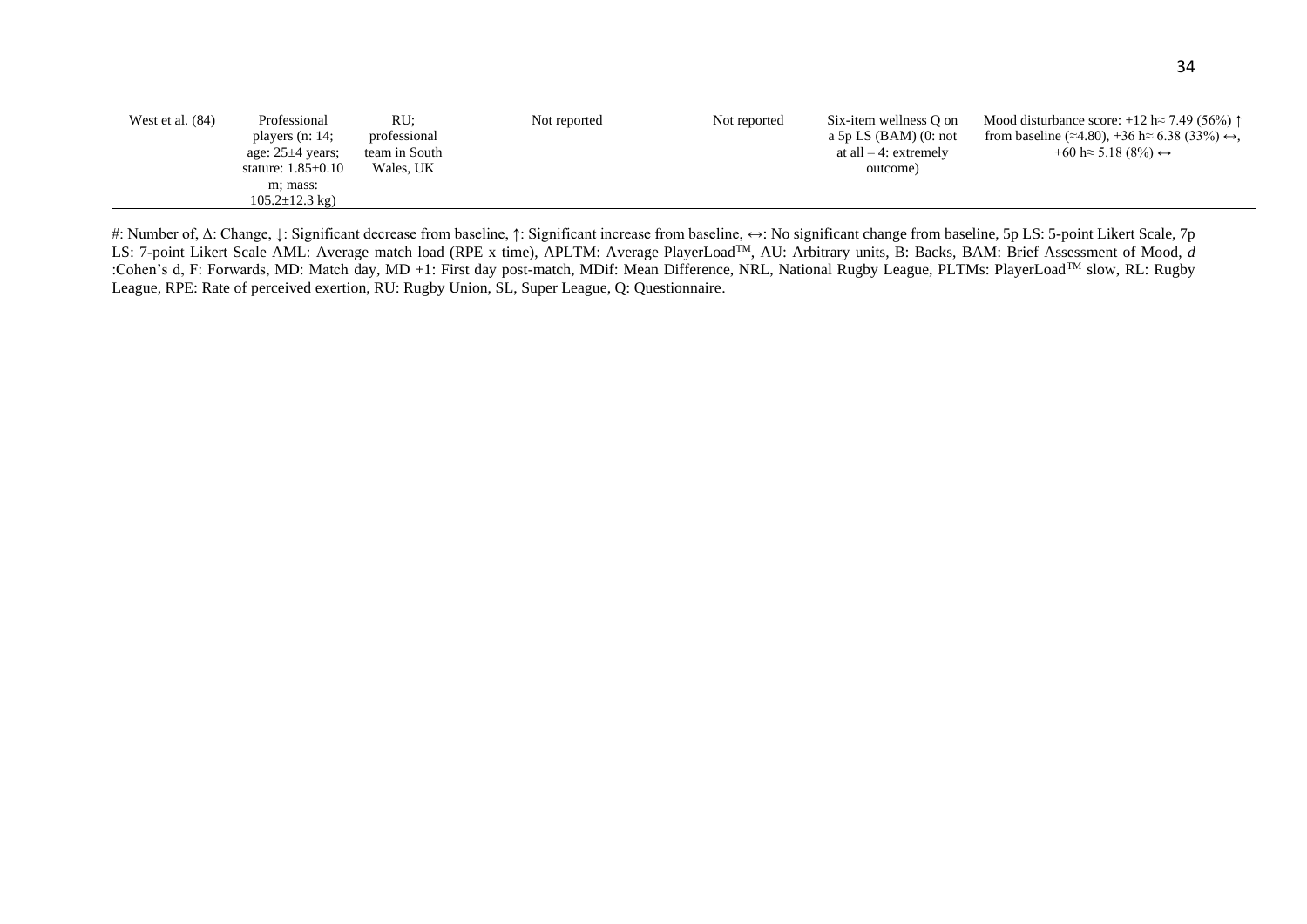| | | | | | | |
|---|---|---|---|---|---|---|
| West et al. (84) | Professional players (n: 14; age: 25±4 years; stature: 1.85±0.10 m; mass: 105.2±12.3 kg) | RU; professional team in South Wales, UK | Not reported | Not reported | Six-item wellness Q on a 5p LS (BAM) (0: not at all – 4: extremely outcome) | Mood disturbance score: +12 h≈ 7.49 (56%) ↑ from baseline (≈4.80), +36 h≈ 6.38 (33%) ↔, +60 h≈ 5.18 (8%) ↔ |

#: Number of, Δ: Change, ↓: Significant decrease from baseline, ↑: Significant increase from baseline, ↔: No significant change from baseline, 5p LS: 5-point Likert Scale, 7p LS: 7-point Likert Scale AML: Average match load (RPE x time), APLTM: Average PlayerLoad™, AU: Arbitrary units, B: Backs, BAM: Brief Assessment of Mood, *d* :Cohen's d, F: Forwards, MD: Match day, MD +1: First day post-match, MDif: Mean Difference, NRL, National Rugby League, PLTMs: PlayerLoad™ slow, RL: Rugby League, RPE: Rate of perceived exertion, RU: Rugby Union, SL, Super League, Q: Questionnaire.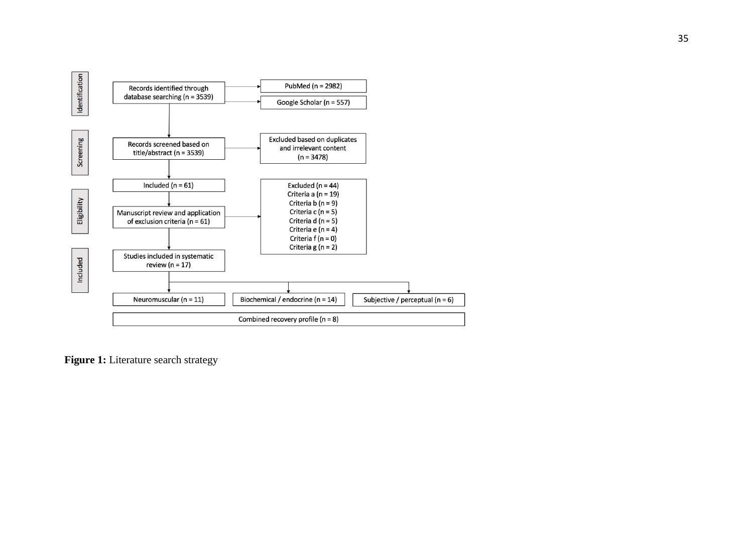Identification

Records identified through database searching (n = 3539)

PubMed (n = 2982)

Google Scholar (n = 557)

Screening

Records screened based on title/abstract (n = 3539)

Excluded based on duplicates and irrelevant content (n = 3478)

Included (n = 61)

Eligibility

Manuscript review and application of exclusion criteria (n = 61)

Excluded (n = 44)
Criteria a (n = 19)
Criteria b (n = 9)
Criteria c (n = 5)
Criteria d (n = 5)
Criteria e (n = 4)
Criteria f (n = 0)
Criteria g (n = 2)

Included

Studies included in systematic review (n = 17)

Neuromuscular (n = 11)

Biochemical / endocrine (n = 14)

Subjective / perceptual (n = 6)

Combined recovery profile (n = 8)

**Figure 1:** Literature search strategy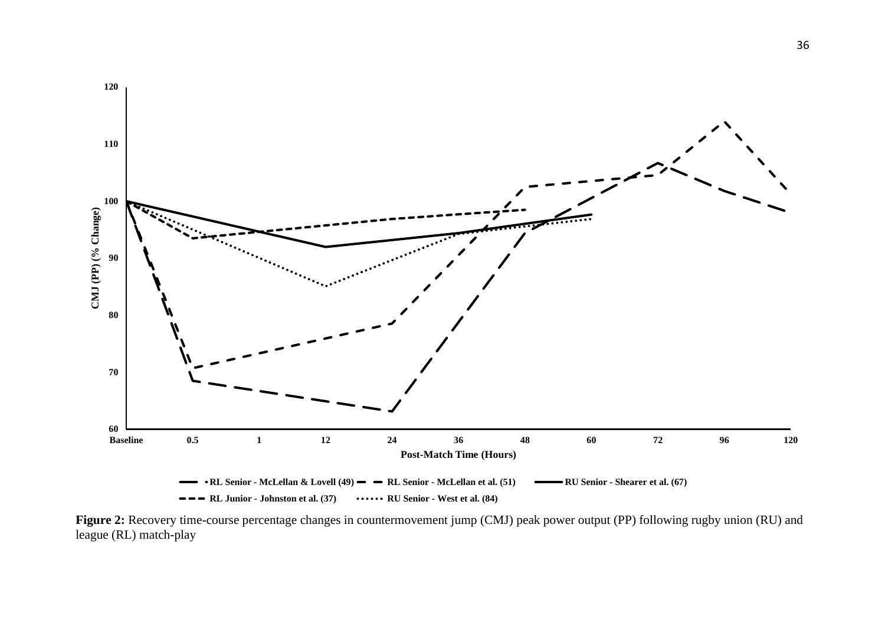**Figure 2:** Recovery time-course percentage changes in countermovement jump (CMJ) peak power output (PP) following rugby union (RU) and league (RL) match-play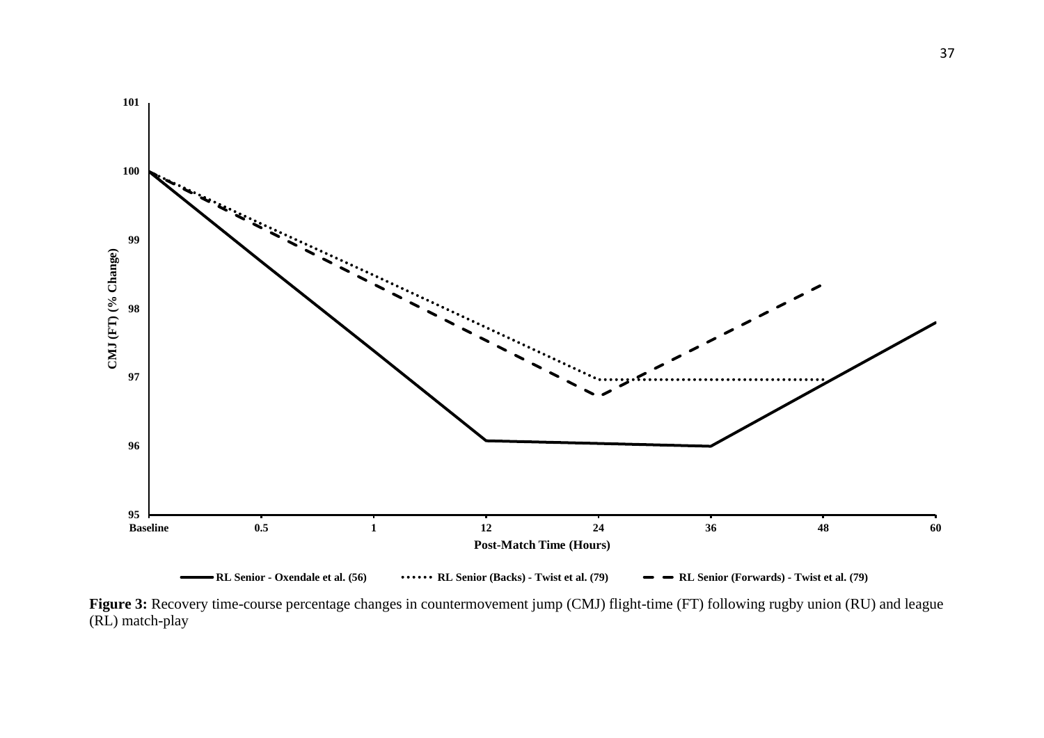**Figure 3:** Recovery time-course percentage changes in countermovement jump (CMJ) flight-time (FT) following rugby union (RU) and league (RL) match-play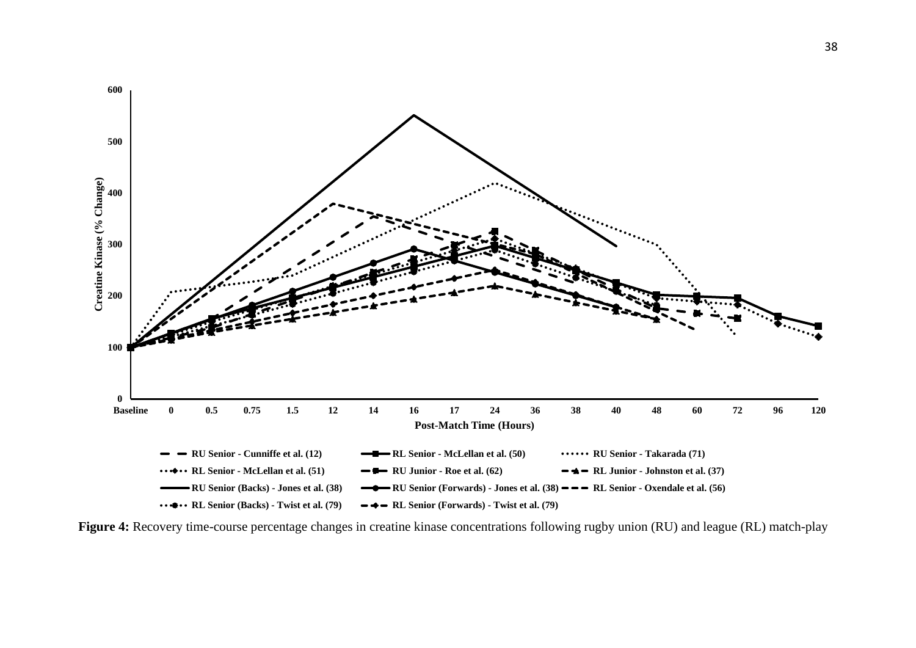**Figure 4:** Recovery time-course percentage changes in creatine kinase concentrations following rugby union (RU) and league (RL) match-play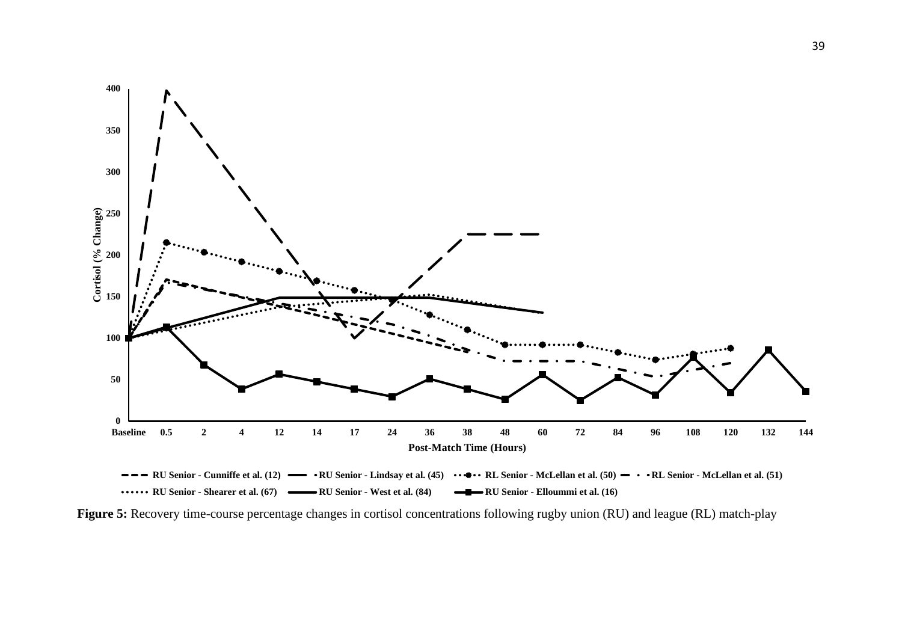Figure 5: Recovery time-course percentage changes in cortisol concentrations following rugby union (RU) and league (RL) match-play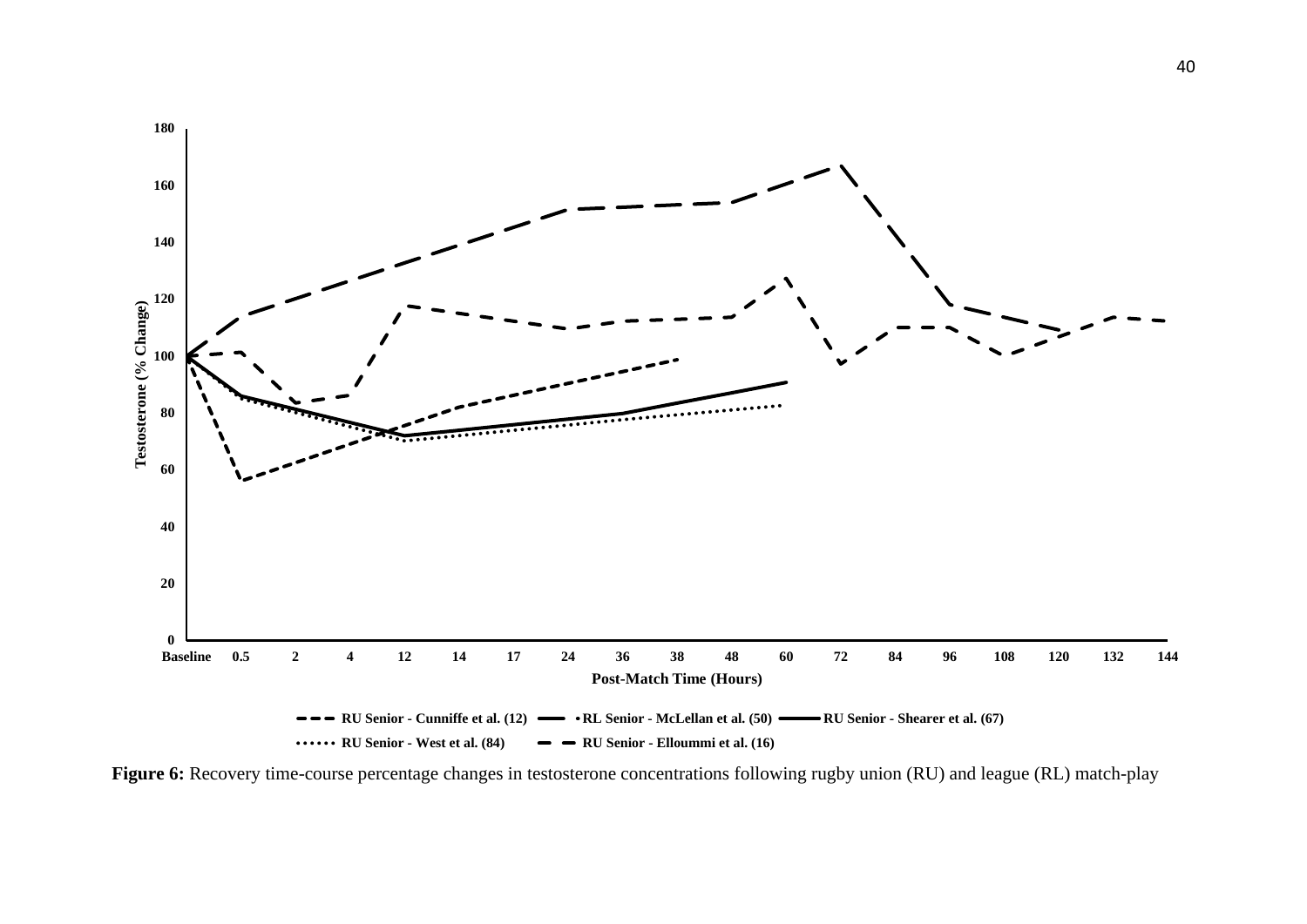**Figure 6:** Recovery time-course percentage changes in testosterone concentrations following rugby union (RU) and league (RL) match-play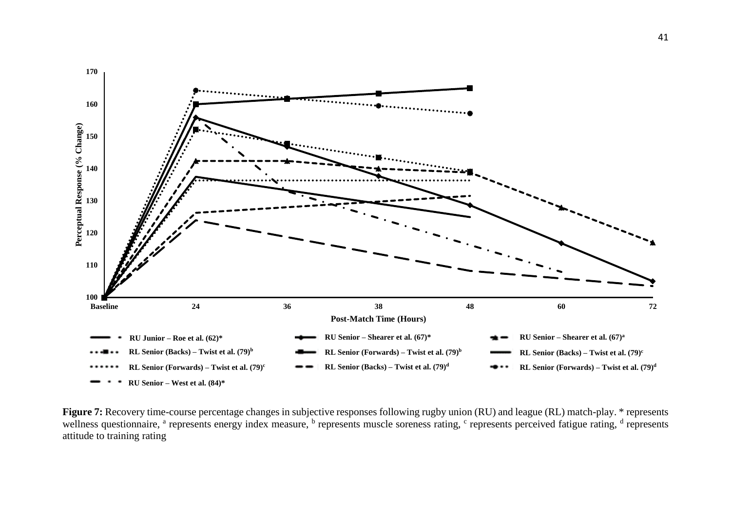170
160
150
140
130
120
110
100

Perceptual Response (% Change)

Baseline
24
36
38
48
60
72

Post-Match Time (Hours)

RU Junior – Roe et al. (62)*
RU Senior – Shearer et al. (67)*
RU Senior – Shearer et al. (67)[a]
RL Senior (Backs) – Twist et al. (79)[b]
RL Senior (Forwards) – Twist et al. (79)[b]
RL Senior (Backs) – Twist et al. (79)[c]
RL Senior (Forwards) – Twist et al. (79)[c]
RL Senior (Backs) – Twist et al. (79)[d]
RL Senior (Forwards) – Twist et al. (79)[d]
RU Senior – West et al. (84)*

**Figure 7:** Recovery time-course percentage changes in subjective responses following rugby union (RU) and league (RL) match-play. * represents wellness questionnaire, [a] represents energy index measure, [b] represents muscle soreness rating, [c] represents perceived fatigue rating, [d] represents attitude to training rating